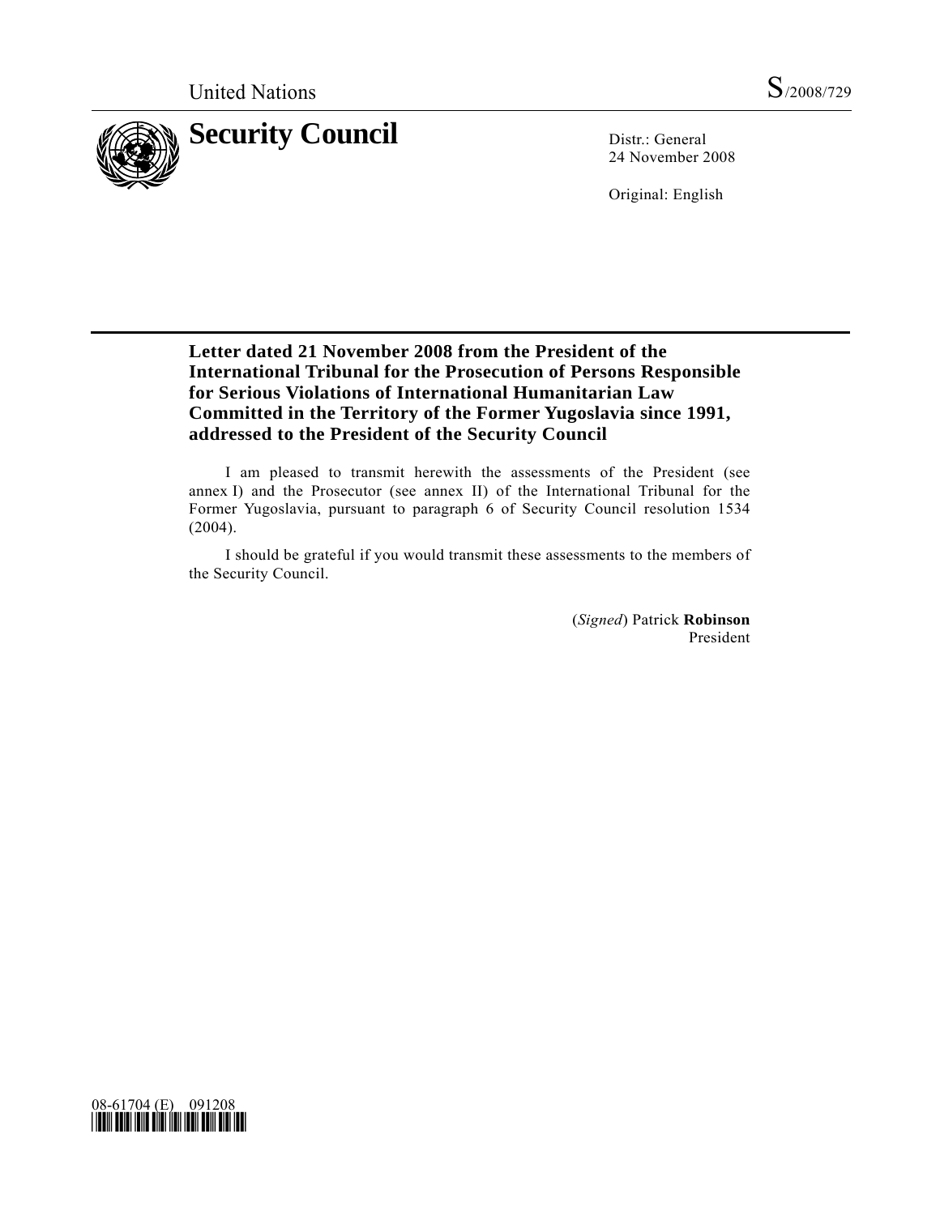United Nations S/2008/729

# Security Council

Distr.: General
24 November 2008

Original: English

## Letter dated 21 November 2008 from the President of the International Tribunal for the Prosecution of Persons Responsible for Serious Violations of International Humanitarian Law Committed in the Territory of the Former Yugoslavia since 1991, addressed to the President of the Security Council

I am pleased to transmit herewith the assessments of the President (see annex I) and the Prosecutor (see annex II) of the International Tribunal for the Former Yugoslavia, pursuant to paragraph 6 of Security Council resolution 1534 (2004).

I should be grateful if you would transmit these assessments to the members of the Security Council.

(*Signed*) Patrick **Robinson**
President

08-61704 (E) 091208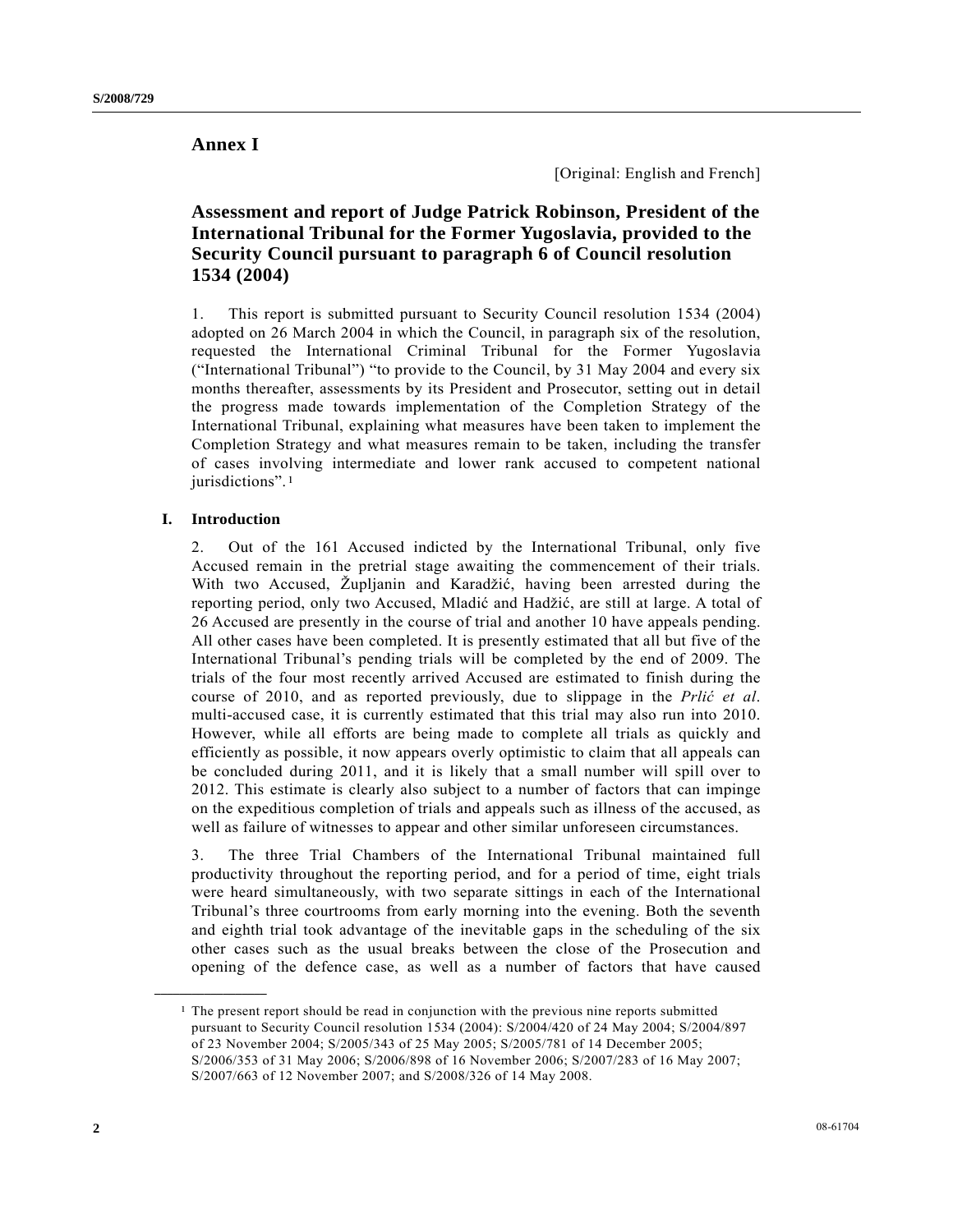# Annex I

[Original: English and French]

## Assessment and report of Judge Patrick Robinson, President of the International Tribunal for the Former Yugoslavia, provided to the Security Council pursuant to paragraph 6 of Council resolution 1534 (2004)

1. This report is submitted pursuant to Security Council resolution 1534 (2004) adopted on 26 March 2004 in which the Council, in paragraph six of the resolution, requested the International Criminal Tribunal for the Former Yugoslavia ("International Tribunal") "to provide to the Council, by 31 May 2004 and every six months thereafter, assessments by its President and Prosecutor, setting out in detail the progress made towards implementation of the Completion Strategy of the International Tribunal, explaining what measures have been taken to implement the Completion Strategy and what measures remain to be taken, including the transfer of cases involving intermediate and lower rank accused to competent national jurisdictions".[1]

### I. Introduction

2. Out of the 161 Accused indicted by the International Tribunal, only five Accused remain in the pretrial stage awaiting the commencement of their trials. With two Accused, Župljanin and Karadžić, having been arrested during the reporting period, only two Accused, Mladić and Hadžić, are still at large. A total of 26 Accused are presently in the course of trial and another 10 have appeals pending. All other cases have been completed. It is presently estimated that all but five of the International Tribunal's pending trials will be completed by the end of 2009. The trials of the four most recently arrived Accused are estimated to finish during the course of 2010, and as reported previously, due to slippage in the *Prlić et al*. multi-accused case, it is currently estimated that this trial may also run into 2010. However, while all efforts are being made to complete all trials as quickly and efficiently as possible, it now appears overly optimistic to claim that all appeals can be concluded during 2011, and it is likely that a small number will spill over to 2012. This estimate is clearly also subject to a number of factors that can impinge on the expeditious completion of trials and appeals such as illness of the accused, as well as failure of witnesses to appear and other similar unforeseen circumstances.

3. The three Trial Chambers of the International Tribunal maintained full productivity throughout the reporting period, and for a period of time, eight trials were heard simultaneously, with two separate sittings in each of the International Tribunal's three courtrooms from early morning into the evening. Both the seventh and eighth trial took advantage of the inevitable gaps in the scheduling of the six other cases such as the usual breaks between the close of the Prosecution and opening of the defence case, as well as a number of factors that have caused

---

[1] The present report should be read in conjunction with the previous nine reports submitted pursuant to Security Council resolution 1534 (2004): S/2004/420 of 24 May 2004; S/2004/897 of 23 November 2004; S/2005/343 of 25 May 2005; S/2005/781 of 14 December 2005; S/2006/353 of 31 May 2006; S/2006/898 of 16 November 2006; S/2007/283 of 16 May 2007; S/2007/663 of 12 November 2007; and S/2008/326 of 14 May 2008.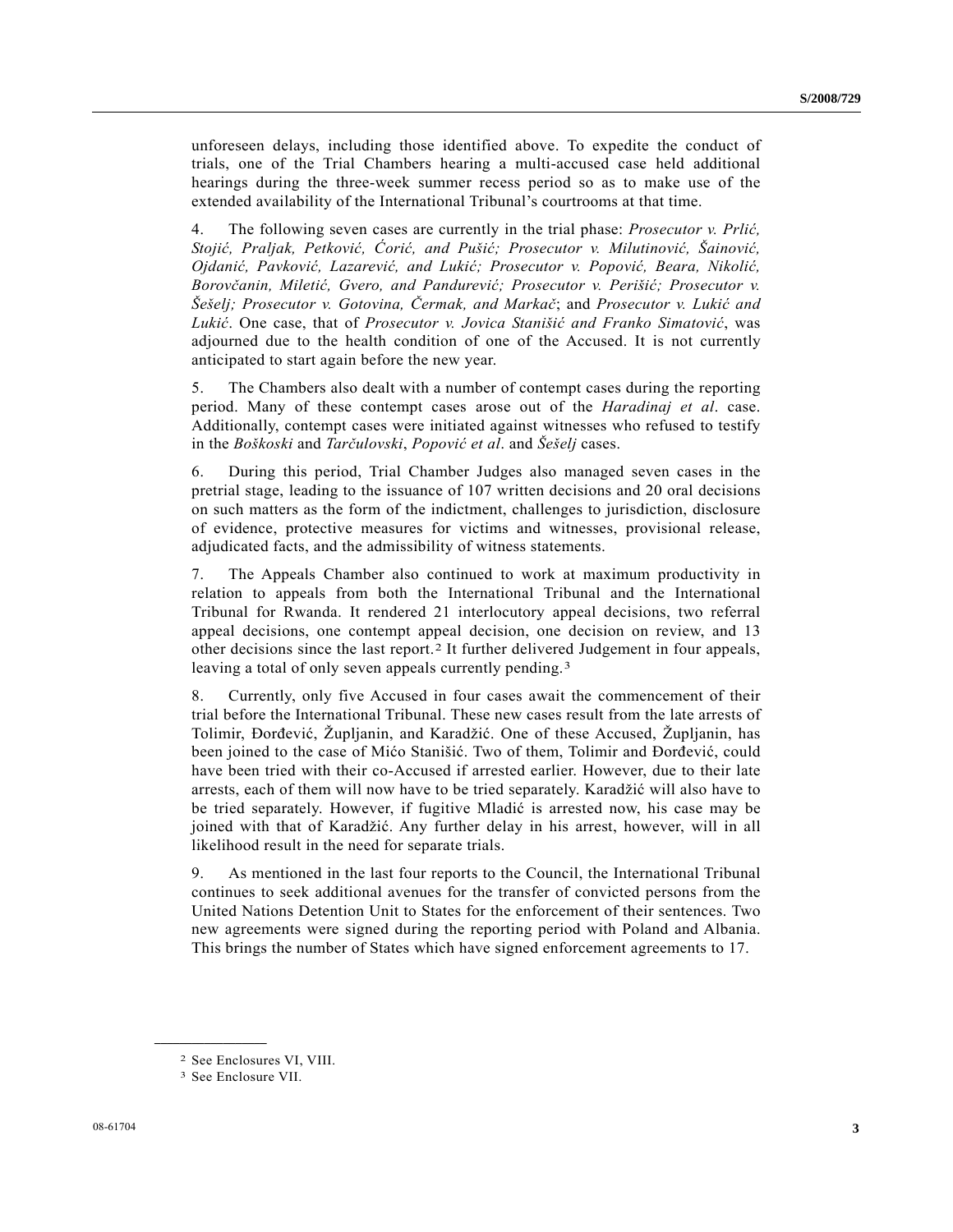unforeseen delays, including those identified above. To expedite the conduct of trials, one of the Trial Chambers hearing a multi-accused case held additional hearings during the three-week summer recess period so as to make use of the extended availability of the International Tribunal's courtrooms at that time.

4. The following seven cases are currently in the trial phase: *Prosecutor v. Prlić, Stojić, Praljak, Petković, Ćorić, and Pušić; Prosecutor v. Milutinović, Šainović, Ojdanić, Pavković, Lazarević, and Lukić; Prosecutor v. Popović, Beara, Nikolić, Borovčanin, Miletić, Gvero, and Pandurević; Prosecutor v. Perišić; Prosecutor v. Šešelj; Prosecutor v. Gotovina, Čermak, and Markač*; and *Prosecutor v. Lukić and Lukić*. One case, that of *Prosecutor v. Jovica Stanišić and Franko Simatović*, was adjourned due to the health condition of one of the Accused. It is not currently anticipated to start again before the new year.

5. The Chambers also dealt with a number of contempt cases during the reporting period. Many of these contempt cases arose out of the *Haradinaj et al*. case. Additionally, contempt cases were initiated against witnesses who refused to testify in the *Boškoski* and *Tarčulovski*, *Popović et al*. and *Šešelj* cases.

6. During this period, Trial Chamber Judges also managed seven cases in the pretrial stage, leading to the issuance of 107 written decisions and 20 oral decisions on such matters as the form of the indictment, challenges to jurisdiction, disclosure of evidence, protective measures for victims and witnesses, provisional release, adjudicated facts, and the admissibility of witness statements.

7. The Appeals Chamber also continued to work at maximum productivity in relation to appeals from both the International Tribunal and the International Tribunal for Rwanda. It rendered 21 interlocutory appeal decisions, two referral appeal decisions, one contempt appeal decision, one decision on review, and 13 other decisions since the last report.[2] It further delivered Judgement in four appeals, leaving a total of only seven appeals currently pending.[3]

8. Currently, only five Accused in four cases await the commencement of their trial before the International Tribunal. These new cases result from the late arrests of Tolimir, Đorđević, Župljanin, and Karadžić. One of these Accused, Župljanin, has been joined to the case of Mićo Stanišić. Two of them, Tolimir and Đorđević, could have been tried with their co-Accused if arrested earlier. However, due to their late arrests, each of them will now have to be tried separately. Karadžić will also have to be tried separately. However, if fugitive Mladić is arrested now, his case may be joined with that of Karadžić. Any further delay in his arrest, however, will in all likelihood result in the need for separate trials.

9. As mentioned in the last four reports to the Council, the International Tribunal continues to seek additional avenues for the transfer of convicted persons from the United Nations Detention Unit to States for the enforcement of their sentences. Two new agreements were signed during the reporting period with Poland and Albania. This brings the number of States which have signed enforcement agreements to 17.

---

[2] See Enclosures VI, VIII.

[3] See Enclosure VII.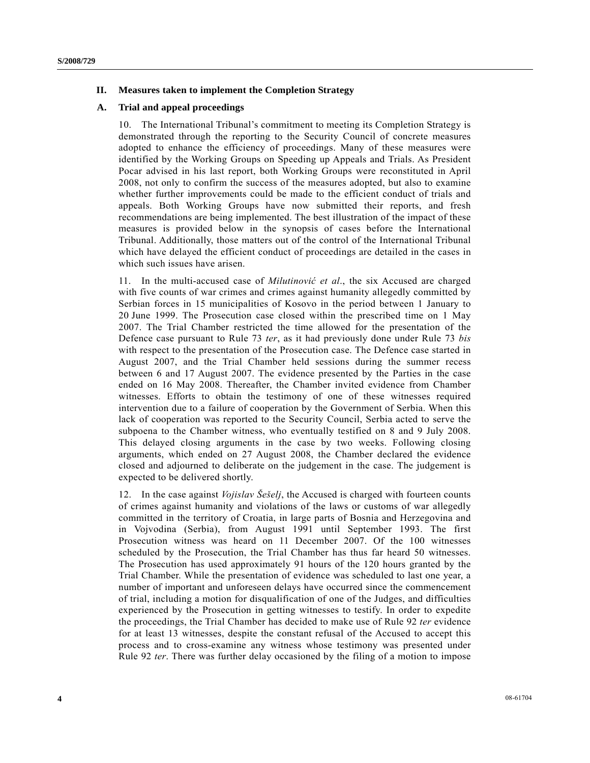## II. Measures taken to implement the Completion Strategy

### A. Trial and appeal proceedings

10. The International Tribunal's commitment to meeting its Completion Strategy is demonstrated through the reporting to the Security Council of concrete measures adopted to enhance the efficiency of proceedings. Many of these measures were identified by the Working Groups on Speeding up Appeals and Trials. As President Pocar advised in his last report, both Working Groups were reconstituted in April 2008, not only to confirm the success of the measures adopted, but also to examine whether further improvements could be made to the efficient conduct of trials and appeals. Both Working Groups have now submitted their reports, and fresh recommendations are being implemented. The best illustration of the impact of these measures is provided below in the synopsis of cases before the International Tribunal. Additionally, those matters out of the control of the International Tribunal which have delayed the efficient conduct of proceedings are detailed in the cases in which such issues have arisen.

11. In the multi-accused case of *Milutinović et al*., the six Accused are charged with five counts of war crimes and crimes against humanity allegedly committed by Serbian forces in 15 municipalities of Kosovo in the period between 1 January to 20 June 1999. The Prosecution case closed within the prescribed time on 1 May 2007. The Trial Chamber restricted the time allowed for the presentation of the Defence case pursuant to Rule 73 *ter*, as it had previously done under Rule 73 *bis* with respect to the presentation of the Prosecution case. The Defence case started in August 2007, and the Trial Chamber held sessions during the summer recess between 6 and 17 August 2007. The evidence presented by the Parties in the case ended on 16 May 2008. Thereafter, the Chamber invited evidence from Chamber witnesses. Efforts to obtain the testimony of one of these witnesses required intervention due to a failure of cooperation by the Government of Serbia. When this lack of cooperation was reported to the Security Council, Serbia acted to serve the subpoena to the Chamber witness, who eventually testified on 8 and 9 July 2008. This delayed closing arguments in the case by two weeks. Following closing arguments, which ended on 27 August 2008, the Chamber declared the evidence closed and adjourned to deliberate on the judgement in the case. The judgement is expected to be delivered shortly.

12. In the case against *Vojislav Šešelj*, the Accused is charged with fourteen counts of crimes against humanity and violations of the laws or customs of war allegedly committed in the territory of Croatia, in large parts of Bosnia and Herzegovina and in Vojvodina (Serbia), from August 1991 until September 1993. The first Prosecution witness was heard on 11 December 2007. Of the 100 witnesses scheduled by the Prosecution, the Trial Chamber has thus far heard 50 witnesses. The Prosecution has used approximately 91 hours of the 120 hours granted by the Trial Chamber. While the presentation of evidence was scheduled to last one year, a number of important and unforeseen delays have occurred since the commencement of trial, including a motion for disqualification of one of the Judges, and difficulties experienced by the Prosecution in getting witnesses to testify. In order to expedite the proceedings, the Trial Chamber has decided to make use of Rule 92 *ter* evidence for at least 13 witnesses, despite the constant refusal of the Accused to accept this process and to cross-examine any witness whose testimony was presented under Rule 92 *ter*. There was further delay occasioned by the filing of a motion to impose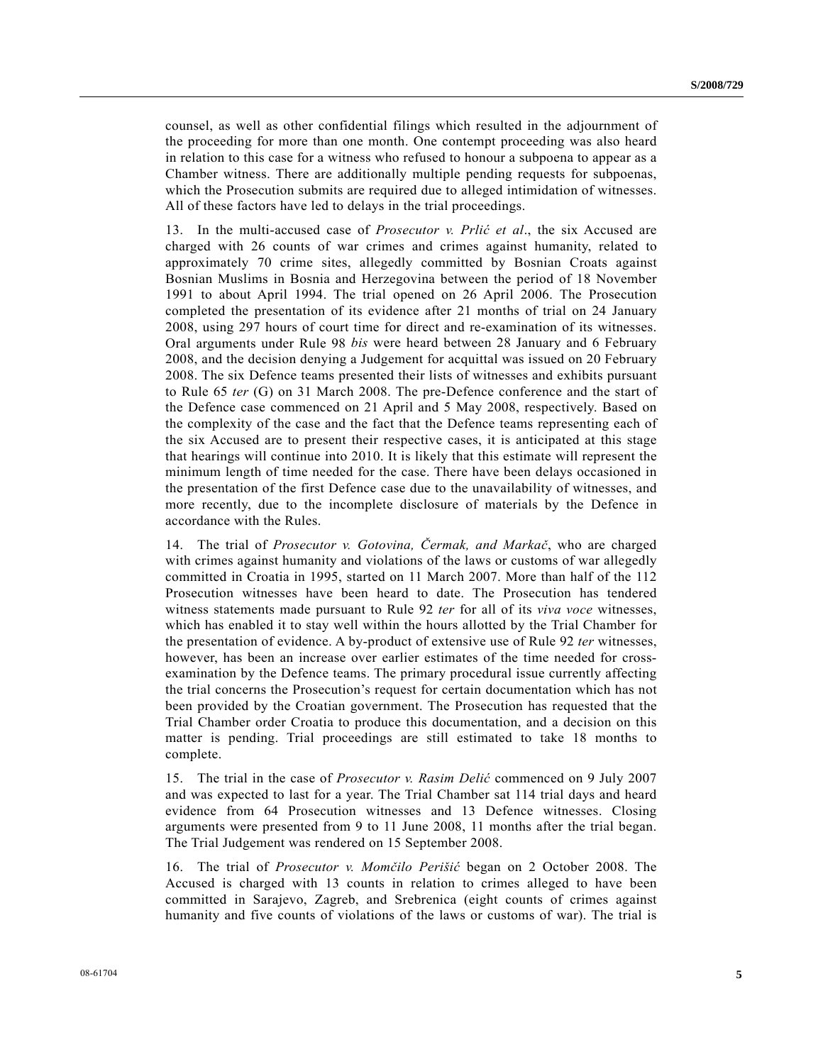counsel, as well as other confidential filings which resulted in the adjournment of the proceeding for more than one month. One contempt proceeding was also heard in relation to this case for a witness who refused to honour a subpoena to appear as a Chamber witness. There are additionally multiple pending requests for subpoenas, which the Prosecution submits are required due to alleged intimidation of witnesses. All of these factors have led to delays in the trial proceedings.

13. In the multi-accused case of *Prosecutor v. Prlić et al*., the six Accused are charged with 26 counts of war crimes and crimes against humanity, related to approximately 70 crime sites, allegedly committed by Bosnian Croats against Bosnian Muslims in Bosnia and Herzegovina between the period of 18 November 1991 to about April 1994. The trial opened on 26 April 2006. The Prosecution completed the presentation of its evidence after 21 months of trial on 24 January 2008, using 297 hours of court time for direct and re-examination of its witnesses. Oral arguments under Rule 98 *bis* were heard between 28 January and 6 February 2008, and the decision denying a Judgement for acquittal was issued on 20 February 2008. The six Defence teams presented their lists of witnesses and exhibits pursuant to Rule 65 *ter* (G) on 31 March 2008. The pre-Defence conference and the start of the Defence case commenced on 21 April and 5 May 2008, respectively. Based on the complexity of the case and the fact that the Defence teams representing each of the six Accused are to present their respective cases, it is anticipated at this stage that hearings will continue into 2010. It is likely that this estimate will represent the minimum length of time needed for the case. There have been delays occasioned in the presentation of the first Defence case due to the unavailability of witnesses, and more recently, due to the incomplete disclosure of materials by the Defence in accordance with the Rules.

14. The trial of *Prosecutor v. Gotovina, Čermak, and Markač*, who are charged with crimes against humanity and violations of the laws or customs of war allegedly committed in Croatia in 1995, started on 11 March 2007. More than half of the 112 Prosecution witnesses have been heard to date. The Prosecution has tendered witness statements made pursuant to Rule 92 *ter* for all of its *viva voce* witnesses, which has enabled it to stay well within the hours allotted by the Trial Chamber for the presentation of evidence. A by-product of extensive use of Rule 92 *ter* witnesses, however, has been an increase over earlier estimates of the time needed for cross-examination by the Defence teams. The primary procedural issue currently affecting the trial concerns the Prosecution's request for certain documentation which has not been provided by the Croatian government. The Prosecution has requested that the Trial Chamber order Croatia to produce this documentation, and a decision on this matter is pending. Trial proceedings are still estimated to take 18 months to complete.

15. The trial in the case of *Prosecutor v. Rasim Delić* commenced on 9 July 2007 and was expected to last for a year. The Trial Chamber sat 114 trial days and heard evidence from 64 Prosecution witnesses and 13 Defence witnesses. Closing arguments were presented from 9 to 11 June 2008, 11 months after the trial began. The Trial Judgement was rendered on 15 September 2008.

16. The trial of *Prosecutor v. Momčilo Perišić* began on 2 October 2008. The Accused is charged with 13 counts in relation to crimes alleged to have been committed in Sarajevo, Zagreb, and Srebrenica (eight counts of crimes against humanity and five counts of violations of the laws or customs of war). The trial is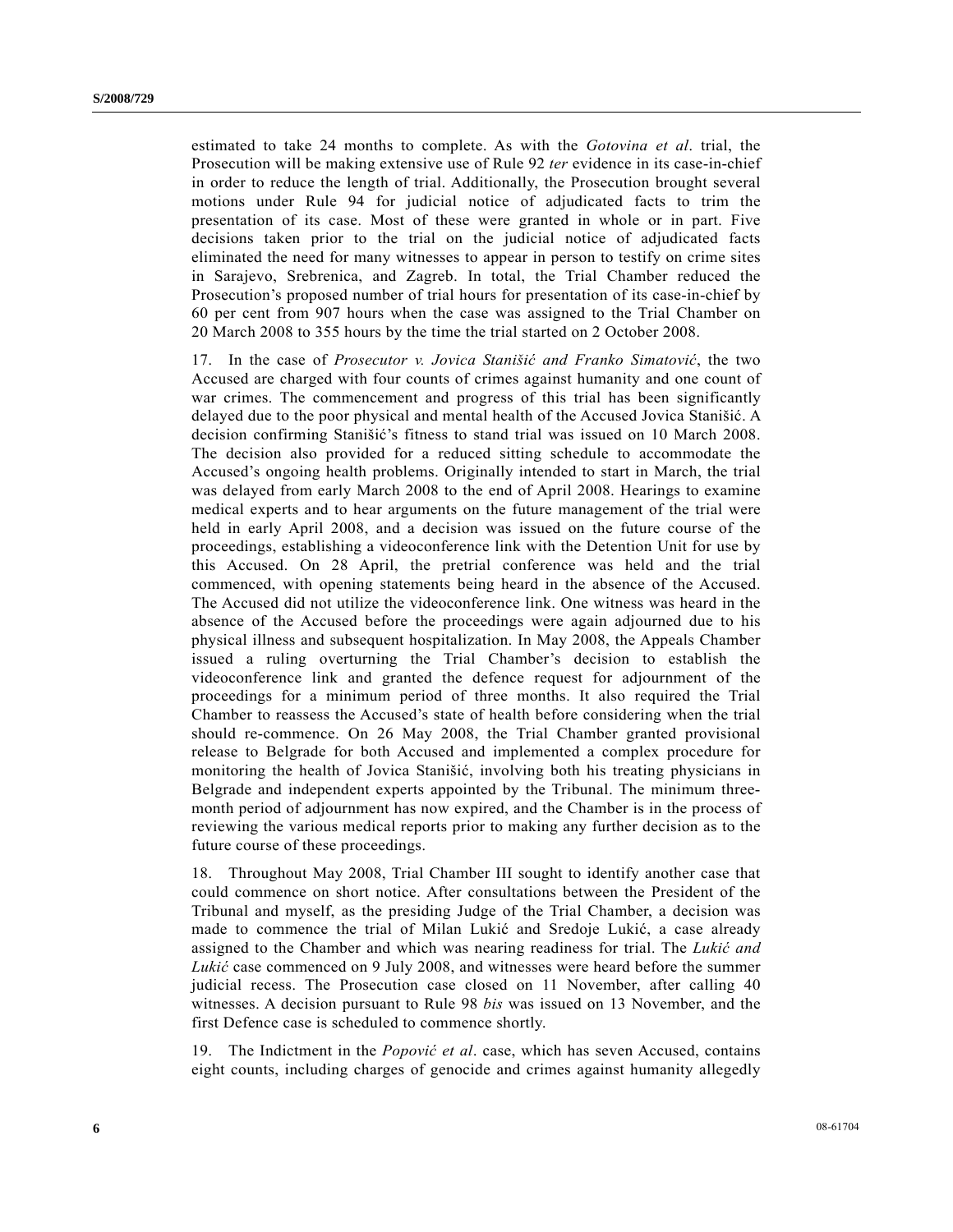estimated to take 24 months to complete. As with the *Gotovina et al*. trial, the Prosecution will be making extensive use of Rule 92 *ter* evidence in its case-in-chief in order to reduce the length of trial. Additionally, the Prosecution brought several motions under Rule 94 for judicial notice of adjudicated facts to trim the presentation of its case. Most of these were granted in whole or in part. Five decisions taken prior to the trial on the judicial notice of adjudicated facts eliminated the need for many witnesses to appear in person to testify on crime sites in Sarajevo, Srebrenica, and Zagreb. In total, the Trial Chamber reduced the Prosecution's proposed number of trial hours for presentation of its case-in-chief by 60 per cent from 907 hours when the case was assigned to the Trial Chamber on 20 March 2008 to 355 hours by the time the trial started on 2 October 2008.

17. In the case of *Prosecutor v. Jovica Stanišić and Franko Simatović*, the two Accused are charged with four counts of crimes against humanity and one count of war crimes. The commencement and progress of this trial has been significantly delayed due to the poor physical and mental health of the Accused Jovica Stanišić. A decision confirming Stanišić's fitness to stand trial was issued on 10 March 2008. The decision also provided for a reduced sitting schedule to accommodate the Accused's ongoing health problems. Originally intended to start in March, the trial was delayed from early March 2008 to the end of April 2008. Hearings to examine medical experts and to hear arguments on the future management of the trial were held in early April 2008, and a decision was issued on the future course of the proceedings, establishing a videoconference link with the Detention Unit for use by this Accused. On 28 April, the pretrial conference was held and the trial commenced, with opening statements being heard in the absence of the Accused. The Accused did not utilize the videoconference link. One witness was heard in the absence of the Accused before the proceedings were again adjourned due to his physical illness and subsequent hospitalization. In May 2008, the Appeals Chamber issued a ruling overturning the Trial Chamber's decision to establish the videoconference link and granted the defence request for adjournment of the proceedings for a minimum period of three months. It also required the Trial Chamber to reassess the Accused's state of health before considering when the trial should re-commence. On 26 May 2008, the Trial Chamber granted provisional release to Belgrade for both Accused and implemented a complex procedure for monitoring the health of Jovica Stanišić, involving both his treating physicians in Belgrade and independent experts appointed by the Tribunal. The minimum three-month period of adjournment has now expired, and the Chamber is in the process of reviewing the various medical reports prior to making any further decision as to the future course of these proceedings.

18. Throughout May 2008, Trial Chamber III sought to identify another case that could commence on short notice. After consultations between the President of the Tribunal and myself, as the presiding Judge of the Trial Chamber, a decision was made to commence the trial of Milan Lukić and Sredoje Lukić, a case already assigned to the Chamber and which was nearing readiness for trial. The *Lukić and Lukić* case commenced on 9 July 2008, and witnesses were heard before the summer judicial recess. The Prosecution case closed on 11 November, after calling 40 witnesses. A decision pursuant to Rule 98 *bis* was issued on 13 November, and the first Defence case is scheduled to commence shortly.

19. The Indictment in the *Popović et al*. case, which has seven Accused, contains eight counts, including charges of genocide and crimes against humanity allegedly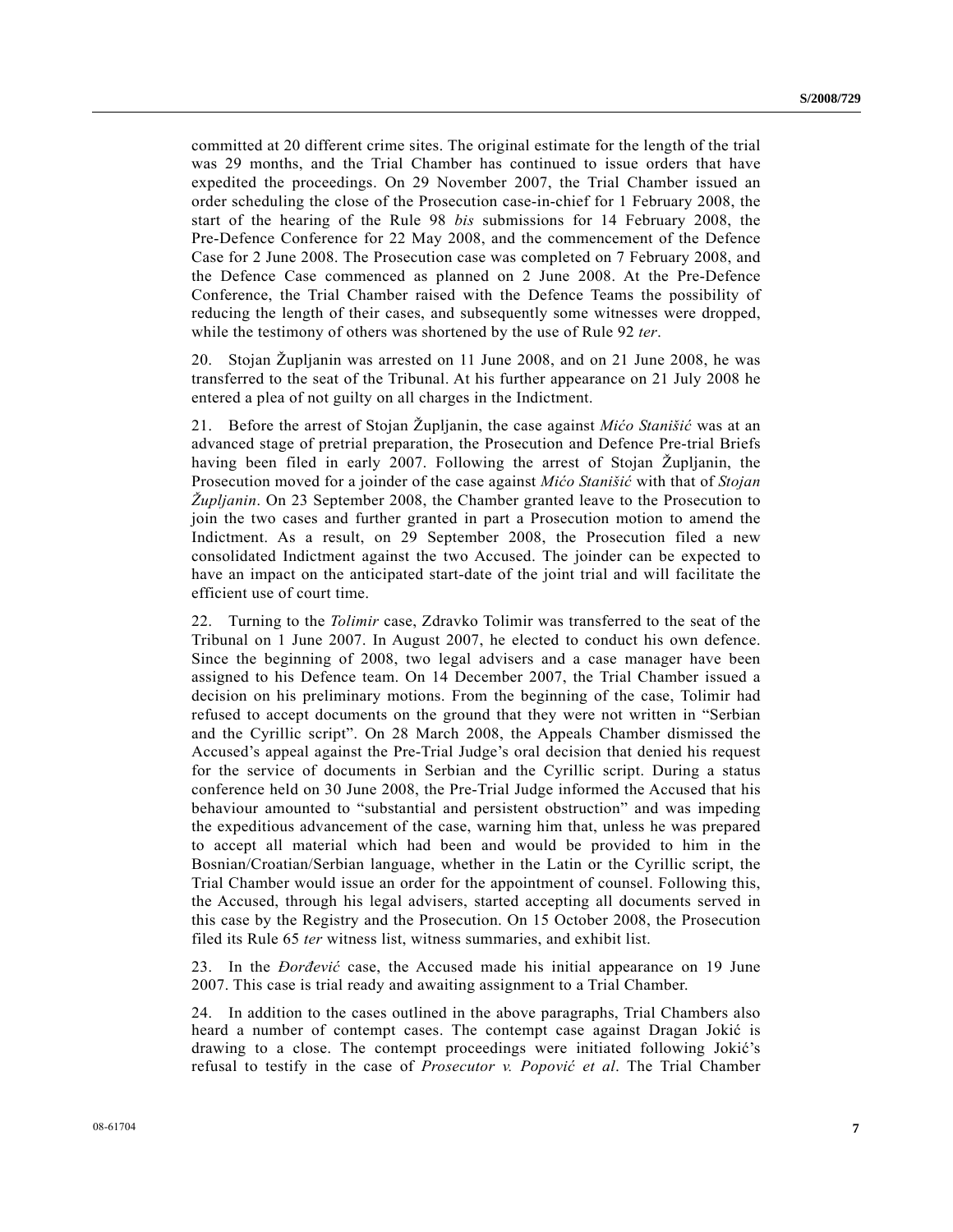committed at 20 different crime sites. The original estimate for the length of the trial was 29 months, and the Trial Chamber has continued to issue orders that have expedited the proceedings. On 29 November 2007, the Trial Chamber issued an order scheduling the close of the Prosecution case-in-chief for 1 February 2008, the start of the hearing of the Rule 98 *bis* submissions for 14 February 2008, the Pre-Defence Conference for 22 May 2008, and the commencement of the Defence Case for 2 June 2008. The Prosecution case was completed on 7 February 2008, and the Defence Case commenced as planned on 2 June 2008. At the Pre-Defence Conference, the Trial Chamber raised with the Defence Teams the possibility of reducing the length of their cases, and subsequently some witnesses were dropped, while the testimony of others was shortened by the use of Rule 92 *ter*.

20. Stojan Župljanin was arrested on 11 June 2008, and on 21 June 2008, he was transferred to the seat of the Tribunal. At his further appearance on 21 July 2008 he entered a plea of not guilty on all charges in the Indictment.

21. Before the arrest of Stojan Župljanin, the case against *Mićo Stanišić* was at an advanced stage of pretrial preparation, the Prosecution and Defence Pre-trial Briefs having been filed in early 2007. Following the arrest of Stojan Župljanin, the Prosecution moved for a joinder of the case against *Mićo Stanišić* with that of *Stojan Župljanin*. On 23 September 2008, the Chamber granted leave to the Prosecution to join the two cases and further granted in part a Prosecution motion to amend the Indictment. As a result, on 29 September 2008, the Prosecution filed a new consolidated Indictment against the two Accused. The joinder can be expected to have an impact on the anticipated start-date of the joint trial and will facilitate the efficient use of court time.

22. Turning to the *Tolimir* case, Zdravko Tolimir was transferred to the seat of the Tribunal on 1 June 2007. In August 2007, he elected to conduct his own defence. Since the beginning of 2008, two legal advisers and a case manager have been assigned to his Defence team. On 14 December 2007, the Trial Chamber issued a decision on his preliminary motions. From the beginning of the case, Tolimir had refused to accept documents on the ground that they were not written in "Serbian and the Cyrillic script". On 28 March 2008, the Appeals Chamber dismissed the Accused's appeal against the Pre-Trial Judge's oral decision that denied his request for the service of documents in Serbian and the Cyrillic script. During a status conference held on 30 June 2008, the Pre-Trial Judge informed the Accused that his behaviour amounted to "substantial and persistent obstruction" and was impeding the expeditious advancement of the case, warning him that, unless he was prepared to accept all material which had been and would be provided to him in the Bosnian/Croatian/Serbian language, whether in the Latin or the Cyrillic script, the Trial Chamber would issue an order for the appointment of counsel. Following this, the Accused, through his legal advisers, started accepting all documents served in this case by the Registry and the Prosecution. On 15 October 2008, the Prosecution filed its Rule 65 *ter* witness list, witness summaries, and exhibit list.

23. In the *Đorđević* case, the Accused made his initial appearance on 19 June 2007. This case is trial ready and awaiting assignment to a Trial Chamber.

24. In addition to the cases outlined in the above paragraphs, Trial Chambers also heard a number of contempt cases. The contempt case against Dragan Jokić is drawing to a close. The contempt proceedings were initiated following Jokić's refusal to testify in the case of *Prosecutor v. Popović et al*. The Trial Chamber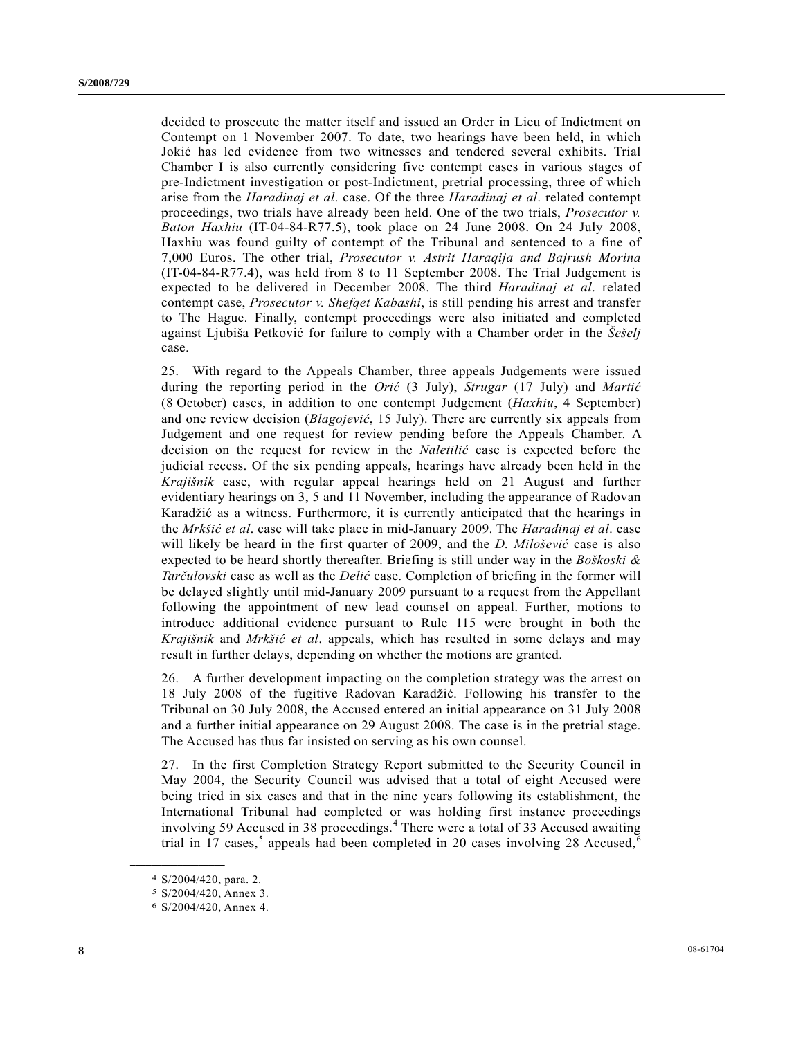decided to prosecute the matter itself and issued an Order in Lieu of Indictment on Contempt on 1 November 2007. To date, two hearings have been held, in which Jokić has led evidence from two witnesses and tendered several exhibits. Trial Chamber I is also currently considering five contempt cases in various stages of pre-Indictment investigation or post-Indictment, pretrial processing, three of which arise from the *Haradinaj et al*. case. Of the three *Haradinaj et al*. related contempt proceedings, two trials have already been held. One of the two trials, *Prosecutor v. Baton Haxhiu* (IT-04-84-R77.5), took place on 24 June 2008. On 24 July 2008, Haxhiu was found guilty of contempt of the Tribunal and sentenced to a fine of 7,000 Euros. The other trial, *Prosecutor v. Astrit Haraqija and Bajrush Morina* (IT-04-84-R77.4), was held from 8 to 11 September 2008. The Trial Judgement is expected to be delivered in December 2008. The third *Haradinaj et al*. related contempt case, *Prosecutor v. Shefqet Kabashi*, is still pending his arrest and transfer to The Hague. Finally, contempt proceedings were also initiated and completed against Ljubiša Petković for failure to comply with a Chamber order in the *Šešelj* case.

25. With regard to the Appeals Chamber, three appeals Judgements were issued during the reporting period in the *Orić* (3 July), *Strugar* (17 July) and *Martić* (8 October) cases, in addition to one contempt Judgement (*Haxhiu*, 4 September) and one review decision (*Blagojević*, 15 July). There are currently six appeals from Judgement and one request for review pending before the Appeals Chamber. A decision on the request for review in the *Naletilić* case is expected before the judicial recess. Of the six pending appeals, hearings have already been held in the *Krajišnik* case, with regular appeal hearings held on 21 August and further evidentiary hearings on 3, 5 and 11 November, including the appearance of Radovan Karadžić as a witness. Furthermore, it is currently anticipated that the hearings in the *Mrkšić et al*. case will take place in mid-January 2009. The *Haradinaj et al*. case will likely be heard in the first quarter of 2009, and the *D. Milošević* case is also expected to be heard shortly thereafter. Briefing is still under way in the *Boškoski & Tarčulovski* case as well as the *Delić* case. Completion of briefing in the former will be delayed slightly until mid-January 2009 pursuant to a request from the Appellant following the appointment of new lead counsel on appeal. Further, motions to introduce additional evidence pursuant to Rule 115 were brought in both the *Krajišnik* and *Mrkšić et al*. appeals, which has resulted in some delays and may result in further delays, depending on whether the motions are granted.

26. A further development impacting on the completion strategy was the arrest on 18 July 2008 of the fugitive Radovan Karadžić. Following his transfer to the Tribunal on 30 July 2008, the Accused entered an initial appearance on 31 July 2008 and a further initial appearance on 29 August 2008. The case is in the pretrial stage. The Accused has thus far insisted on serving as his own counsel.

27. In the first Completion Strategy Report submitted to the Security Council in May 2004, the Security Council was advised that a total of eight Accused were being tried in six cases and that in the nine years following its establishment, the International Tribunal had completed or was holding first instance proceedings involving 59 Accused in 38 proceedings.[4] There were a total of 33 Accused awaiting trial in 17 cases,[5] appeals had been completed in 20 cases involving 28 Accused,[6]

---

[4] S/2004/420, para. 2.

[5] S/2004/420, Annex 3.

[6] S/2004/420, Annex 4.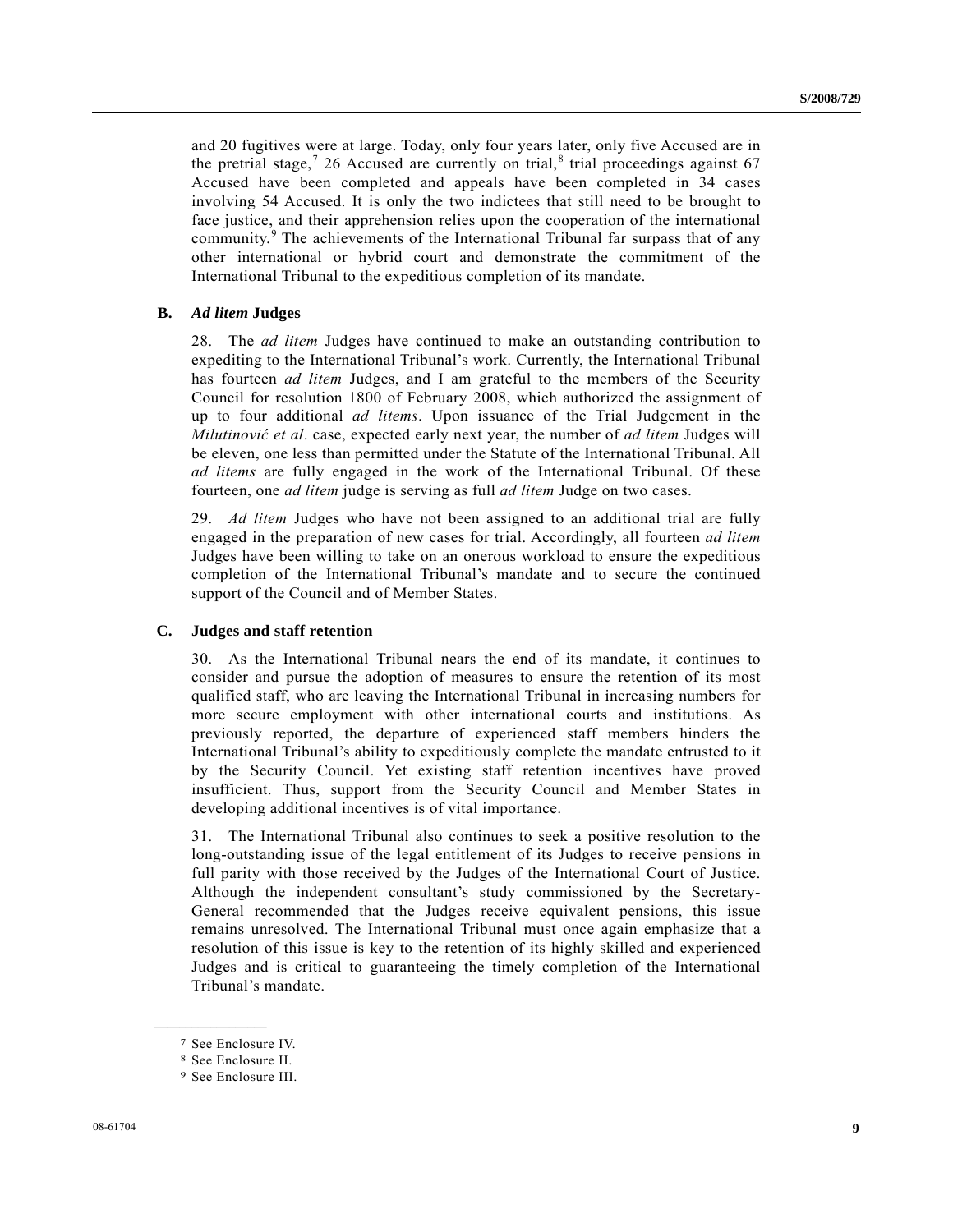and 20 fugitives were at large. Today, only four years later, only five Accused are in the pretrial stage,[7] 26 Accused are currently on trial,[8] trial proceedings against 67 Accused have been completed and appeals have been completed in 34 cases involving 54 Accused. It is only the two indictees that still need to be brought to face justice, and their apprehension relies upon the cooperation of the international community.[9] The achievements of the International Tribunal far surpass that of any other international or hybrid court and demonstrate the commitment of the International Tribunal to the expeditious completion of its mandate.

### B. *Ad litem* Judges

28. The *ad litem* Judges have continued to make an outstanding contribution to expediting to the International Tribunal's work. Currently, the International Tribunal has fourteen *ad litem* Judges, and I am grateful to the members of the Security Council for resolution 1800 of February 2008, which authorized the assignment of up to four additional *ad litems*. Upon issuance of the Trial Judgement in the *Milutinović et al*. case, expected early next year, the number of *ad litem* Judges will be eleven, one less than permitted under the Statute of the International Tribunal. All *ad litems* are fully engaged in the work of the International Tribunal. Of these fourteen, one *ad litem* judge is serving as full *ad litem* Judge on two cases.

29. *Ad litem* Judges who have not been assigned to an additional trial are fully engaged in the preparation of new cases for trial. Accordingly, all fourteen *ad litem* Judges have been willing to take on an onerous workload to ensure the expeditious completion of the International Tribunal's mandate and to secure the continued support of the Council and of Member States.

### C. Judges and staff retention

30. As the International Tribunal nears the end of its mandate, it continues to consider and pursue the adoption of measures to ensure the retention of its most qualified staff, who are leaving the International Tribunal in increasing numbers for more secure employment with other international courts and institutions. As previously reported, the departure of experienced staff members hinders the International Tribunal's ability to expeditiously complete the mandate entrusted to it by the Security Council. Yet existing staff retention incentives have proved insufficient. Thus, support from the Security Council and Member States in developing additional incentives is of vital importance.

31. The International Tribunal also continues to seek a positive resolution to the long-outstanding issue of the legal entitlement of its Judges to receive pensions in full parity with those received by the Judges of the International Court of Justice. Although the independent consultant's study commissioned by the Secretary-General recommended that the Judges receive equivalent pensions, this issue remains unresolved. The International Tribunal must once again emphasize that a resolution of this issue is key to the retention of its highly skilled and experienced Judges and is critical to guaranteeing the timely completion of the International Tribunal's mandate.

---

[7] See Enclosure IV.

[8] See Enclosure II.

[9] See Enclosure III.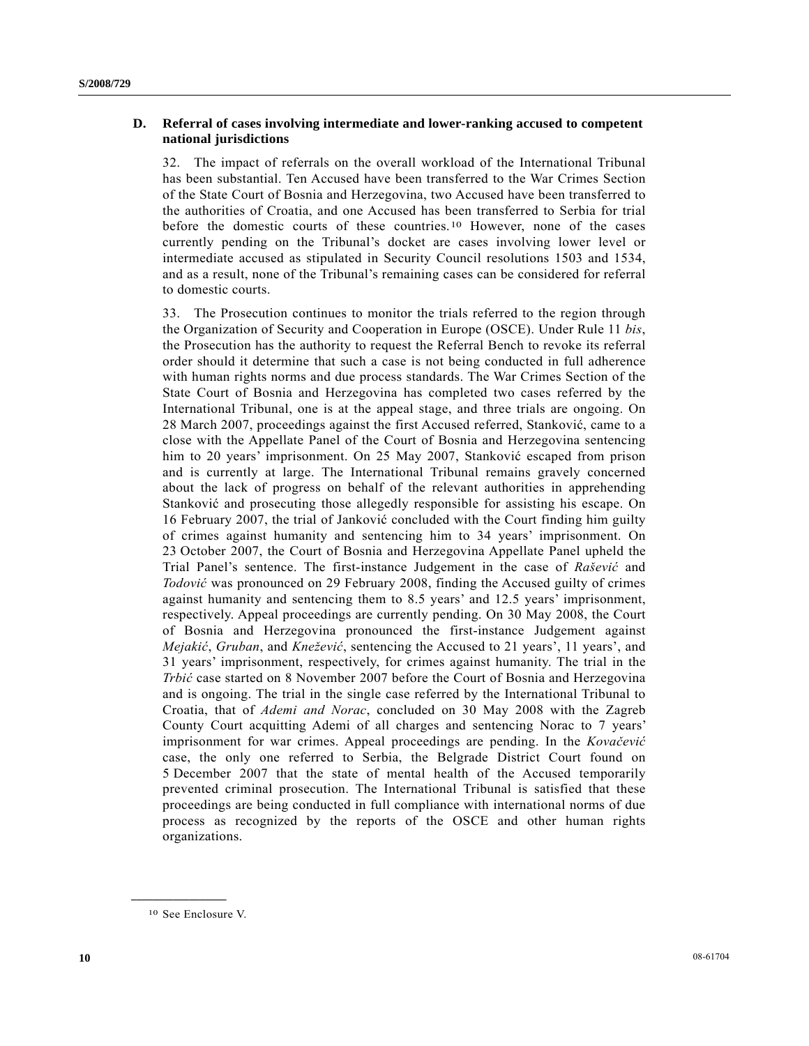### D. Referral of cases involving intermediate and lower-ranking accused to competent national jurisdictions

32. The impact of referrals on the overall workload of the International Tribunal has been substantial. Ten Accused have been transferred to the War Crimes Section of the State Court of Bosnia and Herzegovina, two Accused have been transferred to the authorities of Croatia, and one Accused has been transferred to Serbia for trial before the domestic courts of these countries.[10] However, none of the cases currently pending on the Tribunal's docket are cases involving lower level or intermediate accused as stipulated in Security Council resolutions 1503 and 1534, and as a result, none of the Tribunal's remaining cases can be considered for referral to domestic courts.

33. The Prosecution continues to monitor the trials referred to the region through the Organization of Security and Cooperation in Europe (OSCE). Under Rule 11 *bis*, the Prosecution has the authority to request the Referral Bench to revoke its referral order should it determine that such a case is not being conducted in full adherence with human rights norms and due process standards. The War Crimes Section of the State Court of Bosnia and Herzegovina has completed two cases referred by the International Tribunal, one is at the appeal stage, and three trials are ongoing. On 28 March 2007, proceedings against the first Accused referred, Stanković, came to a close with the Appellate Panel of the Court of Bosnia and Herzegovina sentencing him to 20 years' imprisonment. On 25 May 2007, Stanković escaped from prison and is currently at large. The International Tribunal remains gravely concerned about the lack of progress on behalf of the relevant authorities in apprehending Stanković and prosecuting those allegedly responsible for assisting his escape. On 16 February 2007, the trial of Janković concluded with the Court finding him guilty of crimes against humanity and sentencing him to 34 years' imprisonment. On 23 October 2007, the Court of Bosnia and Herzegovina Appellate Panel upheld the Trial Panel's sentence. The first-instance Judgement in the case of *Rašević* and *Todović* was pronounced on 29 February 2008, finding the Accused guilty of crimes against humanity and sentencing them to 8.5 years' and 12.5 years' imprisonment, respectively. Appeal proceedings are currently pending. On 30 May 2008, the Court of Bosnia and Herzegovina pronounced the first-instance Judgement against *Mejakić*, *Gruban*, and *Knežević*, sentencing the Accused to 21 years', 11 years', and 31 years' imprisonment, respectively, for crimes against humanity. The trial in the *Trbić* case started on 8 November 2007 before the Court of Bosnia and Herzegovina and is ongoing. The trial in the single case referred by the International Tribunal to Croatia, that of *Ademi and Norac*, concluded on 30 May 2008 with the Zagreb County Court acquitting Ademi of all charges and sentencing Norac to 7 years' imprisonment for war crimes. Appeal proceedings are pending. In the *Kovačević* case, the only one referred to Serbia, the Belgrade District Court found on 5 December 2007 that the state of mental health of the Accused temporarily prevented criminal prosecution. The International Tribunal is satisfied that these proceedings are being conducted in full compliance with international norms of due process as recognized by the reports of the OSCE and other human rights organizations.

---

[10] See Enclosure V.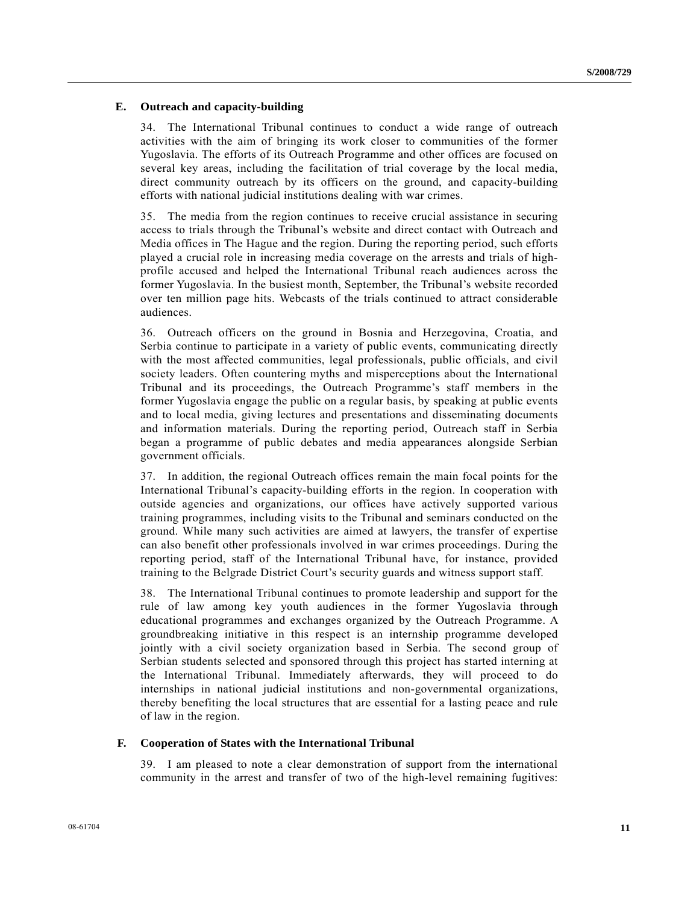### E. Outreach and capacity-building

34. The International Tribunal continues to conduct a wide range of outreach activities with the aim of bringing its work closer to communities of the former Yugoslavia. The efforts of its Outreach Programme and other offices are focused on several key areas, including the facilitation of trial coverage by the local media, direct community outreach by its officers on the ground, and capacity-building efforts with national judicial institutions dealing with war crimes.

35. The media from the region continues to receive crucial assistance in securing access to trials through the Tribunal's website and direct contact with Outreach and Media offices in The Hague and the region. During the reporting period, such efforts played a crucial role in increasing media coverage on the arrests and trials of high-profile accused and helped the International Tribunal reach audiences across the former Yugoslavia. In the busiest month, September, the Tribunal's website recorded over ten million page hits. Webcasts of the trials continued to attract considerable audiences.

36. Outreach officers on the ground in Bosnia and Herzegovina, Croatia, and Serbia continue to participate in a variety of public events, communicating directly with the most affected communities, legal professionals, public officials, and civil society leaders. Often countering myths and misperceptions about the International Tribunal and its proceedings, the Outreach Programme's staff members in the former Yugoslavia engage the public on a regular basis, by speaking at public events and to local media, giving lectures and presentations and disseminating documents and information materials. During the reporting period, Outreach staff in Serbia began a programme of public debates and media appearances alongside Serbian government officials.

37. In addition, the regional Outreach offices remain the main focal points for the International Tribunal's capacity-building efforts in the region. In cooperation with outside agencies and organizations, our offices have actively supported various training programmes, including visits to the Tribunal and seminars conducted on the ground. While many such activities are aimed at lawyers, the transfer of expertise can also benefit other professionals involved in war crimes proceedings. During the reporting period, staff of the International Tribunal have, for instance, provided training to the Belgrade District Court's security guards and witness support staff.

38. The International Tribunal continues to promote leadership and support for the rule of law among key youth audiences in the former Yugoslavia through educational programmes and exchanges organized by the Outreach Programme. A groundbreaking initiative in this respect is an internship programme developed jointly with a civil society organization based in Serbia. The second group of Serbian students selected and sponsored through this project has started interning at the International Tribunal. Immediately afterwards, they will proceed to do internships in national judicial institutions and non-governmental organizations, thereby benefiting the local structures that are essential for a lasting peace and rule of law in the region.

### F. Cooperation of States with the International Tribunal

39. I am pleased to note a clear demonstration of support from the international community in the arrest and transfer of two of the high-level remaining fugitives: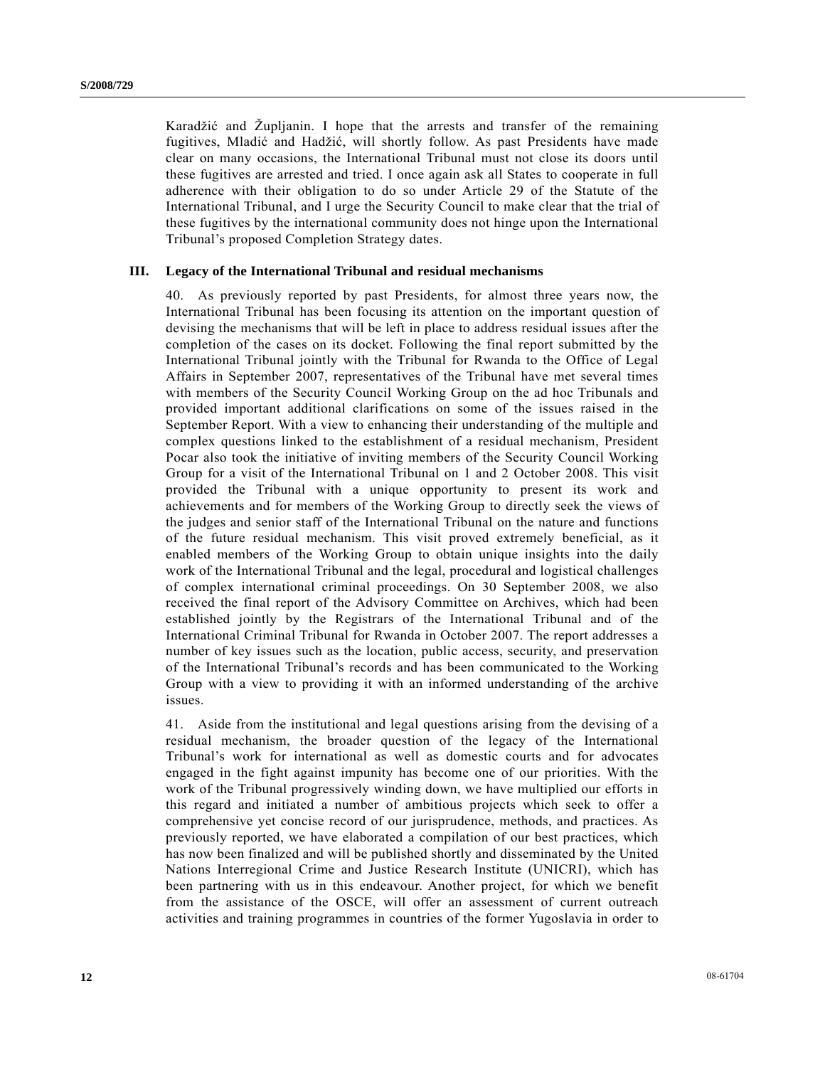Karadžić and Župljanin. I hope that the arrests and transfer of the remaining fugitives, Mladić and Hadžić, will shortly follow. As past Presidents have made clear on many occasions, the International Tribunal must not close its doors until these fugitives are arrested and tried. I once again ask all States to cooperate in full adherence with their obligation to do so under Article 29 of the Statute of the International Tribunal, and I urge the Security Council to make clear that the trial of these fugitives by the international community does not hinge upon the International Tribunal's proposed Completion Strategy dates.

## III. Legacy of the International Tribunal and residual mechanisms

40. As previously reported by past Presidents, for almost three years now, the International Tribunal has been focusing its attention on the important question of devising the mechanisms that will be left in place to address residual issues after the completion of the cases on its docket. Following the final report submitted by the International Tribunal jointly with the Tribunal for Rwanda to the Office of Legal Affairs in September 2007, representatives of the Tribunal have met several times with members of the Security Council Working Group on the ad hoc Tribunals and provided important additional clarifications on some of the issues raised in the September Report. With a view to enhancing their understanding of the multiple and complex questions linked to the establishment of a residual mechanism, President Pocar also took the initiative of inviting members of the Security Council Working Group for a visit of the International Tribunal on 1 and 2 October 2008. This visit provided the Tribunal with a unique opportunity to present its work and achievements and for members of the Working Group to directly seek the views of the judges and senior staff of the International Tribunal on the nature and functions of the future residual mechanism. This visit proved extremely beneficial, as it enabled members of the Working Group to obtain unique insights into the daily work of the International Tribunal and the legal, procedural and logistical challenges of complex international criminal proceedings. On 30 September 2008, we also received the final report of the Advisory Committee on Archives, which had been established jointly by the Registrars of the International Tribunal and of the International Criminal Tribunal for Rwanda in October 2007. The report addresses a number of key issues such as the location, public access, security, and preservation of the International Tribunal's records and has been communicated to the Working Group with a view to providing it with an informed understanding of the archive issues.

41. Aside from the institutional and legal questions arising from the devising of a residual mechanism, the broader question of the legacy of the International Tribunal's work for international as well as domestic courts and for advocates engaged in the fight against impunity has become one of our priorities. With the work of the Tribunal progressively winding down, we have multiplied our efforts in this regard and initiated a number of ambitious projects which seek to offer a comprehensive yet concise record of our jurisprudence, methods, and practices. As previously reported, we have elaborated a compilation of our best practices, which has now been finalized and will be published shortly and disseminated by the United Nations Interregional Crime and Justice Research Institute (UNICRI), which has been partnering with us in this endeavour. Another project, for which we benefit from the assistance of the OSCE, will offer an assessment of current outreach activities and training programmes in countries of the former Yugoslavia in order to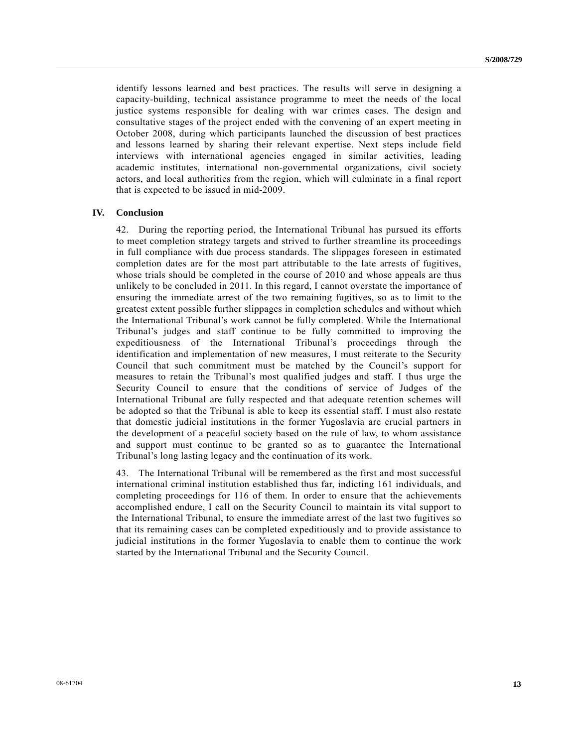identify lessons learned and best practices. The results will serve in designing a capacity-building, technical assistance programme to meet the needs of the local justice systems responsible for dealing with war crimes cases. The design and consultative stages of the project ended with the convening of an expert meeting in October 2008, during which participants launched the discussion of best practices and lessons learned by sharing their relevant expertise. Next steps include field interviews with international agencies engaged in similar activities, leading academic institutes, international non-governmental organizations, civil society actors, and local authorities from the region, which will culminate in a final report that is expected to be issued in mid-2009.

## IV. Conclusion

42. During the reporting period, the International Tribunal has pursued its efforts to meet completion strategy targets and strived to further streamline its proceedings in full compliance with due process standards. The slippages foreseen in estimated completion dates are for the most part attributable to the late arrests of fugitives, whose trials should be completed in the course of 2010 and whose appeals are thus unlikely to be concluded in 2011. In this regard, I cannot overstate the importance of ensuring the immediate arrest of the two remaining fugitives, so as to limit to the greatest extent possible further slippages in completion schedules and without which the International Tribunal's work cannot be fully completed. While the International Tribunal's judges and staff continue to be fully committed to improving the expeditiousness of the International Tribunal's proceedings through the identification and implementation of new measures, I must reiterate to the Security Council that such commitment must be matched by the Council's support for measures to retain the Tribunal's most qualified judges and staff. I thus urge the Security Council to ensure that the conditions of service of Judges of the International Tribunal are fully respected and that adequate retention schemes will be adopted so that the Tribunal is able to keep its essential staff. I must also restate that domestic judicial institutions in the former Yugoslavia are crucial partners in the development of a peaceful society based on the rule of law, to whom assistance and support must continue to be granted so as to guarantee the International Tribunal's long lasting legacy and the continuation of its work.

43. The International Tribunal will be remembered as the first and most successful international criminal institution established thus far, indicting 161 individuals, and completing proceedings for 116 of them. In order to ensure that the achievements accomplished endure, I call on the Security Council to maintain its vital support to the International Tribunal, to ensure the immediate arrest of the last two fugitives so that its remaining cases can be completed expeditiously and to provide assistance to judicial institutions in the former Yugoslavia to enable them to continue the work started by the International Tribunal and the Security Council.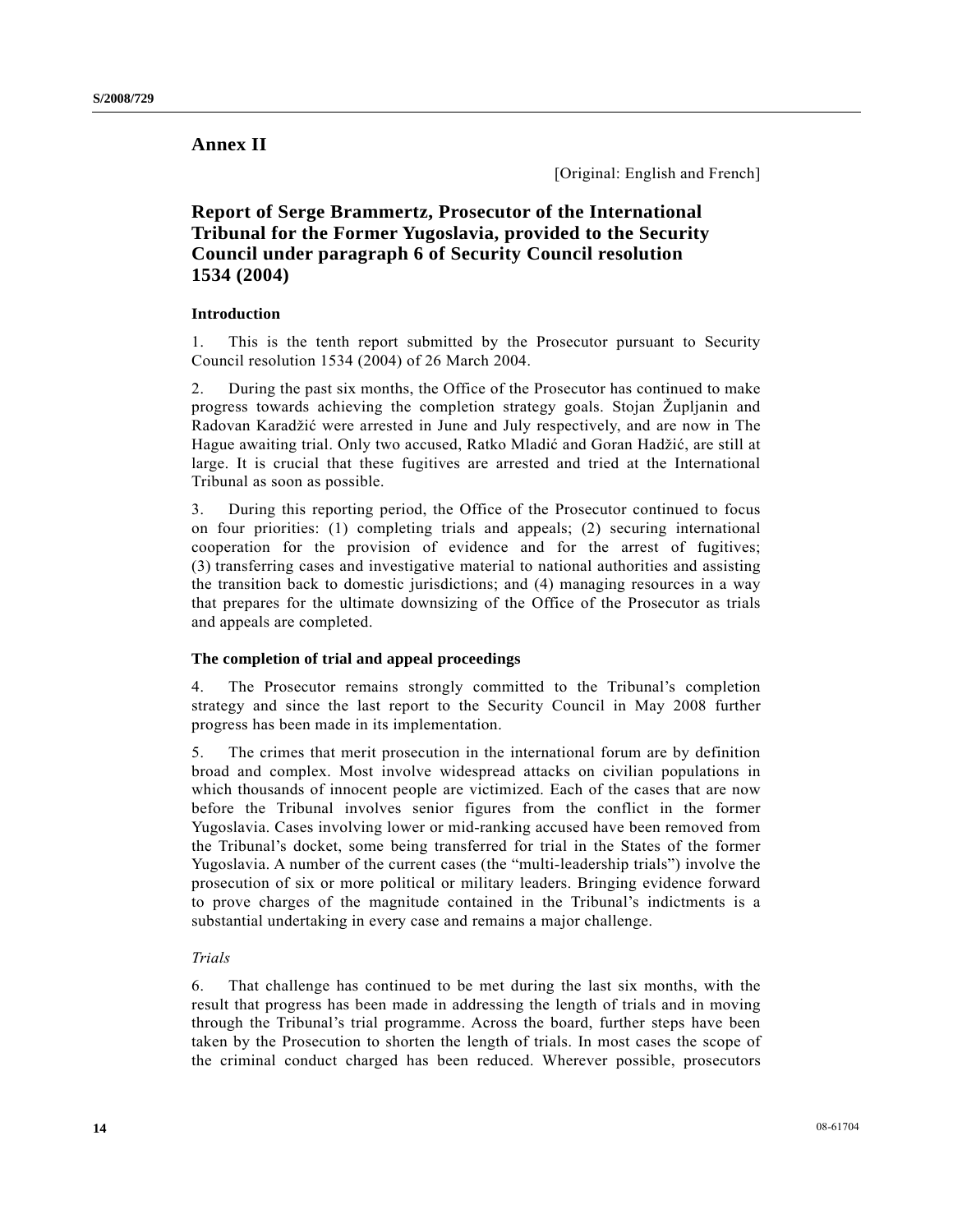## Annex II

[Original: English and French]

## Report of Serge Brammertz, Prosecutor of the International Tribunal for the Former Yugoslavia, provided to the Security Council under paragraph 6 of Security Council resolution 1534 (2004)

### Introduction

1. This is the tenth report submitted by the Prosecutor pursuant to Security Council resolution 1534 (2004) of 26 March 2004.

2. During the past six months, the Office of the Prosecutor has continued to make progress towards achieving the completion strategy goals. Stojan Župljanin and Radovan Karadžić were arrested in June and July respectively, and are now in The Hague awaiting trial. Only two accused, Ratko Mladić and Goran Hadžić, are still at large. It is crucial that these fugitives are arrested and tried at the International Tribunal as soon as possible.

3. During this reporting period, the Office of the Prosecutor continued to focus on four priorities: (1) completing trials and appeals; (2) securing international cooperation for the provision of evidence and for the arrest of fugitives; (3) transferring cases and investigative material to national authorities and assisting the transition back to domestic jurisdictions; and (4) managing resources in a way that prepares for the ultimate downsizing of the Office of the Prosecutor as trials and appeals are completed.

### The completion of trial and appeal proceedings

4. The Prosecutor remains strongly committed to the Tribunal's completion strategy and since the last report to the Security Council in May 2008 further progress has been made in its implementation.

5. The crimes that merit prosecution in the international forum are by definition broad and complex. Most involve widespread attacks on civilian populations in which thousands of innocent people are victimized. Each of the cases that are now before the Tribunal involves senior figures from the conflict in the former Yugoslavia. Cases involving lower or mid-ranking accused have been removed from the Tribunal's docket, some being transferred for trial in the States of the former Yugoslavia. A number of the current cases (the "multi-leadership trials") involve the prosecution of six or more political or military leaders. Bringing evidence forward to prove charges of the magnitude contained in the Tribunal's indictments is a substantial undertaking in every case and remains a major challenge.

*Trials*

6. That challenge has continued to be met during the last six months, with the result that progress has been made in addressing the length of trials and in moving through the Tribunal's trial programme. Across the board, further steps have been taken by the Prosecution to shorten the length of trials. In most cases the scope of the criminal conduct charged has been reduced. Wherever possible, prosecutors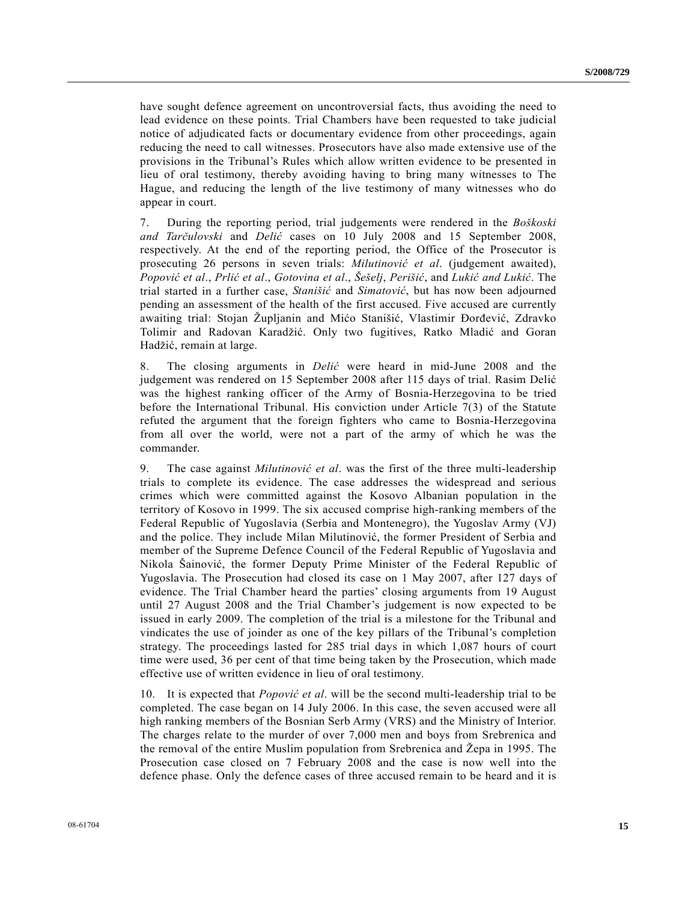have sought defence agreement on uncontroversial facts, thus avoiding the need to lead evidence on these points. Trial Chambers have been requested to take judicial notice of adjudicated facts or documentary evidence from other proceedings, again reducing the need to call witnesses. Prosecutors have also made extensive use of the provisions in the Tribunal's Rules which allow written evidence to be presented in lieu of oral testimony, thereby avoiding having to bring many witnesses to The Hague, and reducing the length of the live testimony of many witnesses who do appear in court.

7. During the reporting period, trial judgements were rendered in the *Boškoski and Tarčulovski* and *Delić* cases on 10 July 2008 and 15 September 2008, respectively. At the end of the reporting period, the Office of the Prosecutor is prosecuting 26 persons in seven trials: *Milutinović et al*. (judgement awaited), *Popović et al*., *Prlić et al*., *Gotovina et al*., *Šešelj*, *Perišić*, and *Lukić and Lukić*. The trial started in a further case, *Stanišić* and *Simatović*, but has now been adjourned pending an assessment of the health of the first accused. Five accused are currently awaiting trial: Stojan Župljanin and Mićo Stanišić, Vlastimir Đorđević, Zdravko Tolimir and Radovan Karadžić. Only two fugitives, Ratko Mladić and Goran Hadžić, remain at large.

8. The closing arguments in *Delić* were heard in mid-June 2008 and the judgement was rendered on 15 September 2008 after 115 days of trial. Rasim Delić was the highest ranking officer of the Army of Bosnia-Herzegovina to be tried before the International Tribunal. His conviction under Article 7(3) of the Statute refuted the argument that the foreign fighters who came to Bosnia-Herzegovina from all over the world, were not a part of the army of which he was the commander.

9. The case against *Milutinović et al*. was the first of the three multi-leadership trials to complete its evidence. The case addresses the widespread and serious crimes which were committed against the Kosovo Albanian population in the territory of Kosovo in 1999. The six accused comprise high-ranking members of the Federal Republic of Yugoslavia (Serbia and Montenegro), the Yugoslav Army (VJ) and the police. They include Milan Milutinović, the former President of Serbia and member of the Supreme Defence Council of the Federal Republic of Yugoslavia and Nikola Šainović, the former Deputy Prime Minister of the Federal Republic of Yugoslavia. The Prosecution had closed its case on 1 May 2007, after 127 days of evidence. The Trial Chamber heard the parties' closing arguments from 19 August until 27 August 2008 and the Trial Chamber's judgement is now expected to be issued in early 2009. The completion of the trial is a milestone for the Tribunal and vindicates the use of joinder as one of the key pillars of the Tribunal's completion strategy. The proceedings lasted for 285 trial days in which 1,087 hours of court time were used, 36 per cent of that time being taken by the Prosecution, which made effective use of written evidence in lieu of oral testimony.

10. It is expected that *Popović et al*. will be the second multi-leadership trial to be completed. The case began on 14 July 2006. In this case, the seven accused were all high ranking members of the Bosnian Serb Army (VRS) and the Ministry of Interior. The charges relate to the murder of over 7,000 men and boys from Srebrenica and the removal of the entire Muslim population from Srebrenica and Žepa in 1995. The Prosecution case closed on 7 February 2008 and the case is now well into the defence phase. Only the defence cases of three accused remain to be heard and it is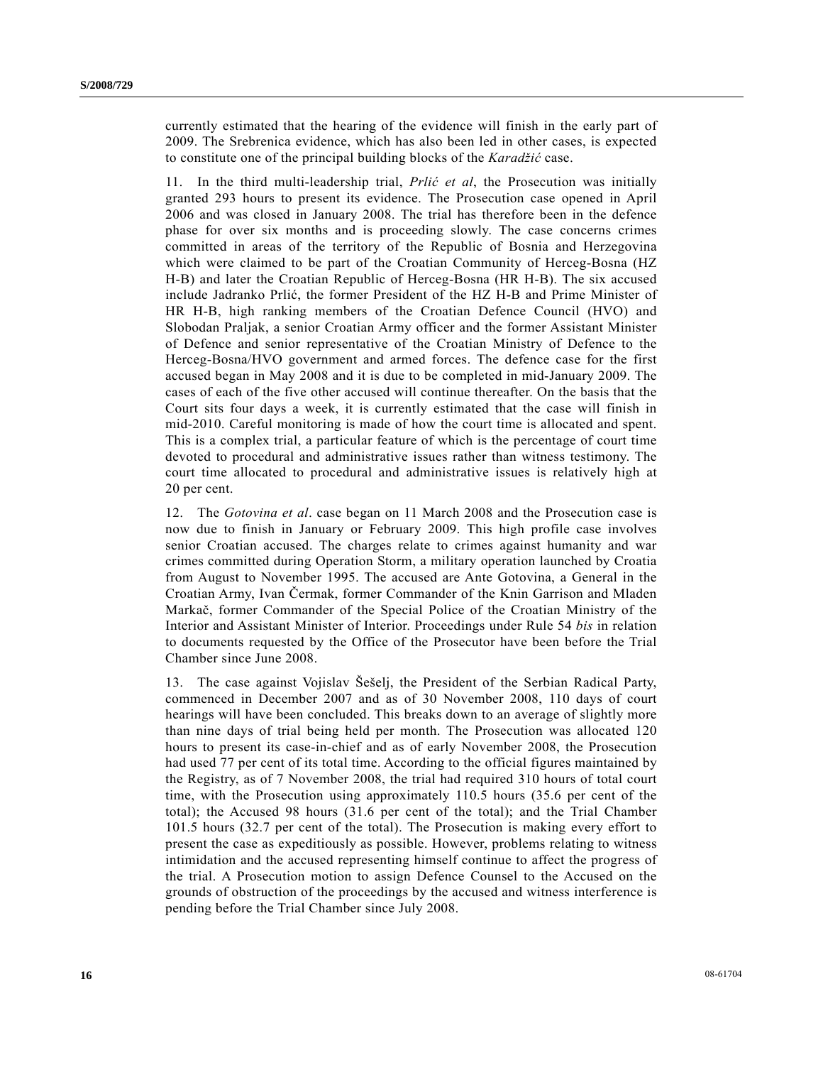currently estimated that the hearing of the evidence will finish in the early part of 2009. The Srebrenica evidence, which has also been led in other cases, is expected to constitute one of the principal building blocks of the *Karadžić* case.

11. In the third multi-leadership trial, *Prlić et al*, the Prosecution was initially granted 293 hours to present its evidence. The Prosecution case opened in April 2006 and was closed in January 2008. The trial has therefore been in the defence phase for over six months and is proceeding slowly. The case concerns crimes committed in areas of the territory of the Republic of Bosnia and Herzegovina which were claimed to be part of the Croatian Community of Herceg-Bosna (HZ H-B) and later the Croatian Republic of Herceg-Bosna (HR H-B). The six accused include Jadranko Prlić, the former President of the HZ H-B and Prime Minister of HR H-B, high ranking members of the Croatian Defence Council (HVO) and Slobodan Praljak, a senior Croatian Army officer and the former Assistant Minister of Defence and senior representative of the Croatian Ministry of Defence to the Herceg-Bosna/HVO government and armed forces. The defence case for the first accused began in May 2008 and it is due to be completed in mid-January 2009. The cases of each of the five other accused will continue thereafter. On the basis that the Court sits four days a week, it is currently estimated that the case will finish in mid-2010. Careful monitoring is made of how the court time is allocated and spent. This is a complex trial, a particular feature of which is the percentage of court time devoted to procedural and administrative issues rather than witness testimony. The court time allocated to procedural and administrative issues is relatively high at 20 per cent.

12. The *Gotovina et al*. case began on 11 March 2008 and the Prosecution case is now due to finish in January or February 2009. This high profile case involves senior Croatian accused. The charges relate to crimes against humanity and war crimes committed during Operation Storm, a military operation launched by Croatia from August to November 1995. The accused are Ante Gotovina, a General in the Croatian Army, Ivan Čermak, former Commander of the Knin Garrison and Mladen Markač, former Commander of the Special Police of the Croatian Ministry of the Interior and Assistant Minister of Interior. Proceedings under Rule 54 *bis* in relation to documents requested by the Office of the Prosecutor have been before the Trial Chamber since June 2008.

13. The case against Vojislav Šešelj, the President of the Serbian Radical Party, commenced in December 2007 and as of 30 November 2008, 110 days of court hearings will have been concluded. This breaks down to an average of slightly more than nine days of trial being held per month. The Prosecution was allocated 120 hours to present its case-in-chief and as of early November 2008, the Prosecution had used 77 per cent of its total time. According to the official figures maintained by the Registry, as of 7 November 2008, the trial had required 310 hours of total court time, with the Prosecution using approximately 110.5 hours (35.6 per cent of the total); the Accused 98 hours (31.6 per cent of the total); and the Trial Chamber 101.5 hours (32.7 per cent of the total). The Prosecution is making every effort to present the case as expeditiously as possible. However, problems relating to witness intimidation and the accused representing himself continue to affect the progress of the trial. A Prosecution motion to assign Defence Counsel to the Accused on the grounds of obstruction of the proceedings by the accused and witness interference is pending before the Trial Chamber since July 2008.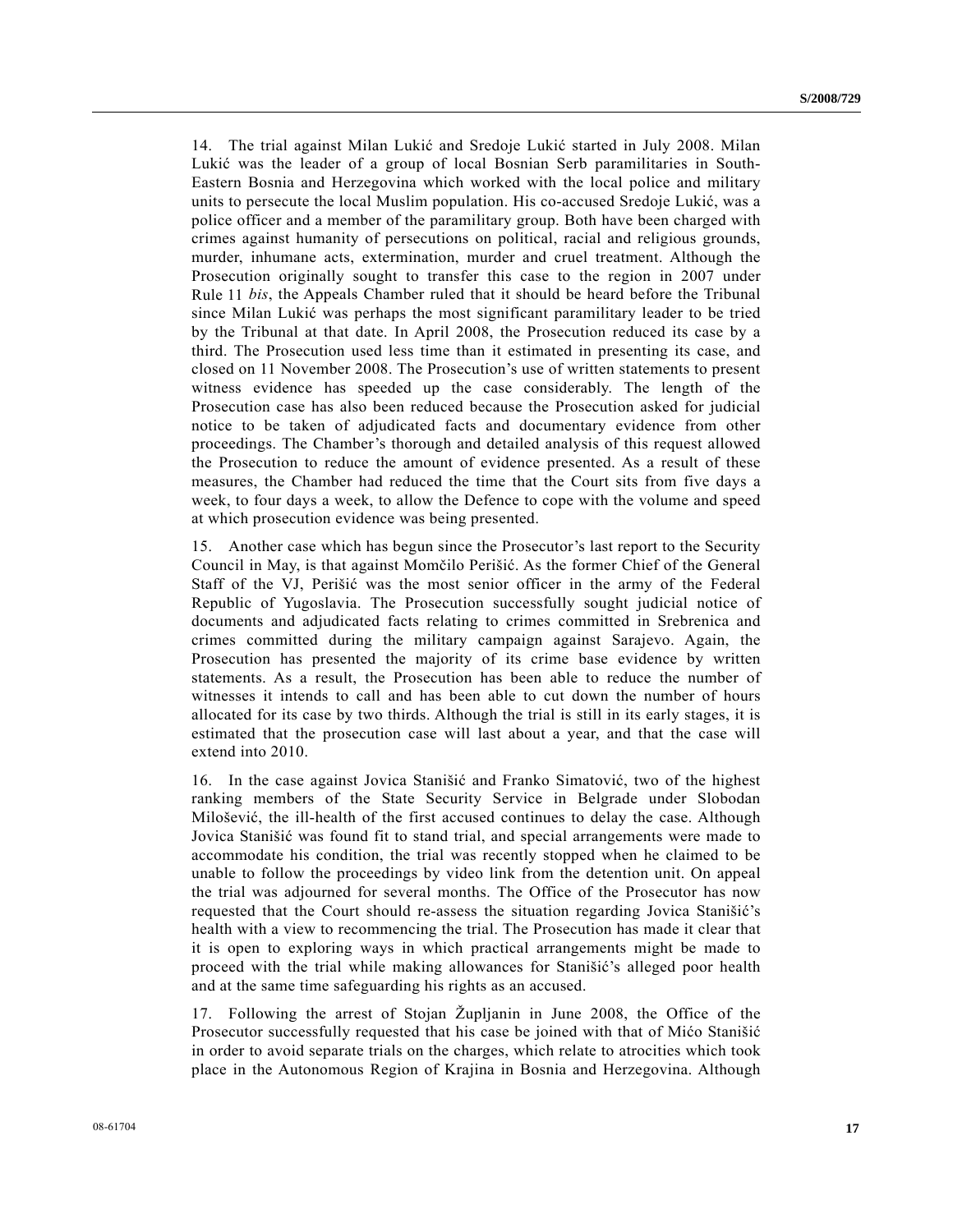14. The trial against Milan Lukić and Sredoje Lukić started in July 2008. Milan Lukić was the leader of a group of local Bosnian Serb paramilitaries in South-Eastern Bosnia and Herzegovina which worked with the local police and military units to persecute the local Muslim population. His co-accused Sredoje Lukić, was a police officer and a member of the paramilitary group. Both have been charged with crimes against humanity of persecutions on political, racial and religious grounds, murder, inhumane acts, extermination, murder and cruel treatment. Although the Prosecution originally sought to transfer this case to the region in 2007 under Rule 11 *bis*, the Appeals Chamber ruled that it should be heard before the Tribunal since Milan Lukić was perhaps the most significant paramilitary leader to be tried by the Tribunal at that date. In April 2008, the Prosecution reduced its case by a third. The Prosecution used less time than it estimated in presenting its case, and closed on 11 November 2008. The Prosecution's use of written statements to present witness evidence has speeded up the case considerably. The length of the Prosecution case has also been reduced because the Prosecution asked for judicial notice to be taken of adjudicated facts and documentary evidence from other proceedings. The Chamber's thorough and detailed analysis of this request allowed the Prosecution to reduce the amount of evidence presented. As a result of these measures, the Chamber had reduced the time that the Court sits from five days a week, to four days a week, to allow the Defence to cope with the volume and speed at which prosecution evidence was being presented.

15. Another case which has begun since the Prosecutor's last report to the Security Council in May, is that against Momčilo Perišić. As the former Chief of the General Staff of the VJ, Perišić was the most senior officer in the army of the Federal Republic of Yugoslavia. The Prosecution successfully sought judicial notice of documents and adjudicated facts relating to crimes committed in Srebrenica and crimes committed during the military campaign against Sarajevo. Again, the Prosecution has presented the majority of its crime base evidence by written statements. As a result, the Prosecution has been able to reduce the number of witnesses it intends to call and has been able to cut down the number of hours allocated for its case by two thirds. Although the trial is still in its early stages, it is estimated that the prosecution case will last about a year, and that the case will extend into 2010.

16. In the case against Jovica Stanišić and Franko Simatović, two of the highest ranking members of the State Security Service in Belgrade under Slobodan Milošević, the ill-health of the first accused continues to delay the case. Although Jovica Stanišić was found fit to stand trial, and special arrangements were made to accommodate his condition, the trial was recently stopped when he claimed to be unable to follow the proceedings by video link from the detention unit. On appeal the trial was adjourned for several months. The Office of the Prosecutor has now requested that the Court should re-assess the situation regarding Jovica Stanišić's health with a view to recommencing the trial. The Prosecution has made it clear that it is open to exploring ways in which practical arrangements might be made to proceed with the trial while making allowances for Stanišić's alleged poor health and at the same time safeguarding his rights as an accused.

17. Following the arrest of Stojan Župljanin in June 2008, the Office of the Prosecutor successfully requested that his case be joined with that of Mićo Stanišić in order to avoid separate trials on the charges, which relate to atrocities which took place in the Autonomous Region of Krajina in Bosnia and Herzegovina. Although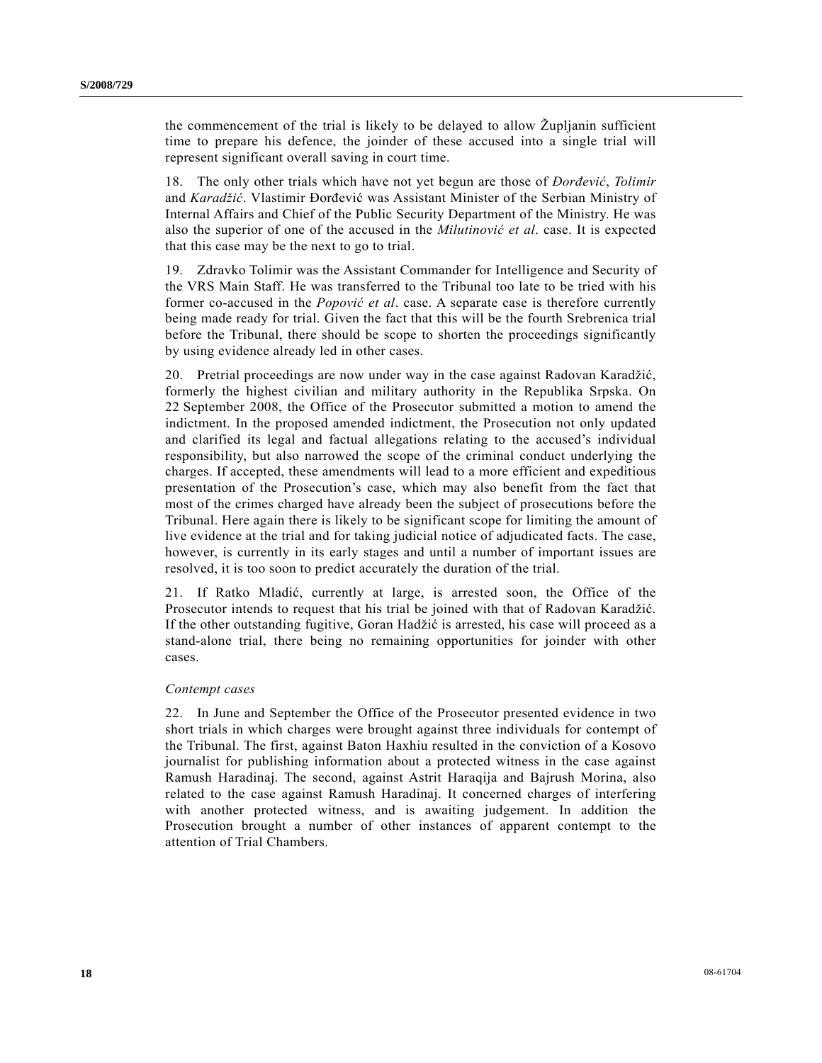the commencement of the trial is likely to be delayed to allow Župljanin sufficient time to prepare his defence, the joinder of these accused into a single trial will represent significant overall saving in court time.

18. The only other trials which have not yet begun are those of *Đorđević*, *Tolimir* and *Karadžić*. Vlastimir Đorđević was Assistant Minister of the Serbian Ministry of Internal Affairs and Chief of the Public Security Department of the Ministry. He was also the superior of one of the accused in the *Milutinović et al*. case. It is expected that this case may be the next to go to trial.

19. Zdravko Tolimir was the Assistant Commander for Intelligence and Security of the VRS Main Staff. He was transferred to the Tribunal too late to be tried with his former co-accused in the *Popović et al*. case. A separate case is therefore currently being made ready for trial. Given the fact that this will be the fourth Srebrenica trial before the Tribunal, there should be scope to shorten the proceedings significantly by using evidence already led in other cases.

20. Pretrial proceedings are now under way in the case against Radovan Karadžić, formerly the highest civilian and military authority in the Republika Srpska. On 22 September 2008, the Office of the Prosecutor submitted a motion to amend the indictment. In the proposed amended indictment, the Prosecution not only updated and clarified its legal and factual allegations relating to the accused's individual responsibility, but also narrowed the scope of the criminal conduct underlying the charges. If accepted, these amendments will lead to a more efficient and expeditious presentation of the Prosecution's case, which may also benefit from the fact that most of the crimes charged have already been the subject of prosecutions before the Tribunal. Here again there is likely to be significant scope for limiting the amount of live evidence at the trial and for taking judicial notice of adjudicated facts. The case, however, is currently in its early stages and until a number of important issues are resolved, it is too soon to predict accurately the duration of the trial.

21. If Ratko Mladić, currently at large, is arrested soon, the Office of the Prosecutor intends to request that his trial be joined with that of Radovan Karadžić. If the other outstanding fugitive, Goran Hadžić is arrested, his case will proceed as a stand-alone trial, there being no remaining opportunities for joinder with other cases.

*Contempt cases*

22. In June and September the Office of the Prosecutor presented evidence in two short trials in which charges were brought against three individuals for contempt of the Tribunal. The first, against Baton Haxhiu resulted in the conviction of a Kosovo journalist for publishing information about a protected witness in the case against Ramush Haradinaj. The second, against Astrit Haraqija and Bajrush Morina, also related to the case against Ramush Haradinaj. It concerned charges of interfering with another protected witness, and is awaiting judgement. In addition the Prosecution brought a number of other instances of apparent contempt to the attention of Trial Chambers.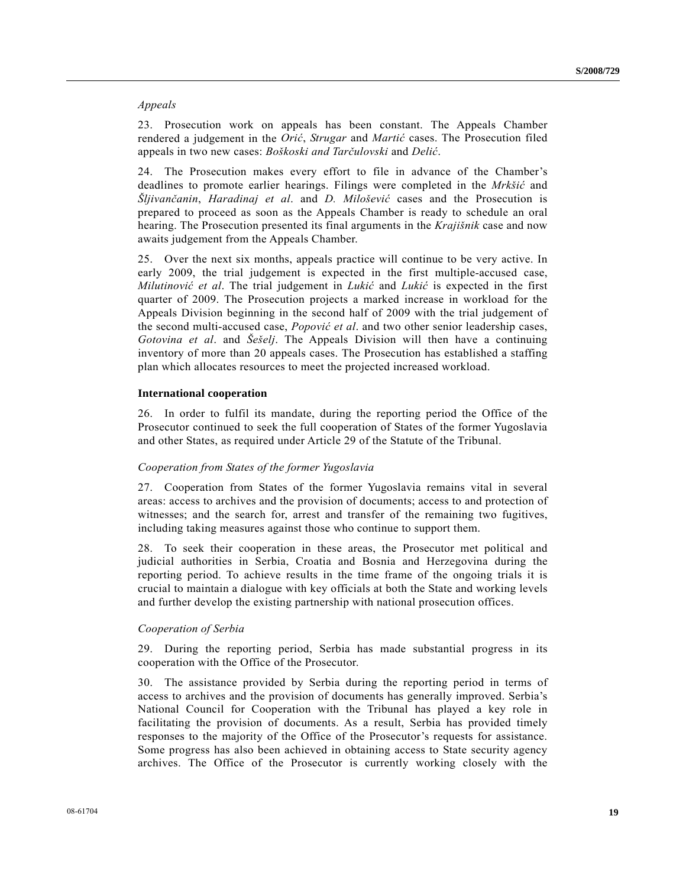*Appeals*

23. Prosecution work on appeals has been constant. The Appeals Chamber rendered a judgement in the *Orić*, *Strugar* and *Martić* cases. The Prosecution filed appeals in two new cases: *Boškoski and Tarčulovski* and *Delić*.

24. The Prosecution makes every effort to file in advance of the Chamber's deadlines to promote earlier hearings. Filings were completed in the *Mrkšić* and *Šljivančanin*, *Haradinaj et al*. and *D. Milošević* cases and the Prosecution is prepared to proceed as soon as the Appeals Chamber is ready to schedule an oral hearing. The Prosecution presented its final arguments in the *Krajišnik* case and now awaits judgement from the Appeals Chamber.

25. Over the next six months, appeals practice will continue to be very active. In early 2009, the trial judgement is expected in the first multiple-accused case, *Milutinović et al*. The trial judgement in *Lukić* and *Lukić* is expected in the first quarter of 2009. The Prosecution projects a marked increase in workload for the Appeals Division beginning in the second half of 2009 with the trial judgement of the second multi-accused case, *Popović et al*. and two other senior leadership cases, *Gotovina et al*. and *Šešelj*. The Appeals Division will then have a continuing inventory of more than 20 appeals cases. The Prosecution has established a staffing plan which allocates resources to meet the projected increased workload.

**International cooperation**

26. In order to fulfil its mandate, during the reporting period the Office of the Prosecutor continued to seek the full cooperation of States of the former Yugoslavia and other States, as required under Article 29 of the Statute of the Tribunal.

*Cooperation from States of the former Yugoslavia*

27. Cooperation from States of the former Yugoslavia remains vital in several areas: access to archives and the provision of documents; access to and protection of witnesses; and the search for, arrest and transfer of the remaining two fugitives, including taking measures against those who continue to support them.

28. To seek their cooperation in these areas, the Prosecutor met political and judicial authorities in Serbia, Croatia and Bosnia and Herzegovina during the reporting period. To achieve results in the time frame of the ongoing trials it is crucial to maintain a dialogue with key officials at both the State and working levels and further develop the existing partnership with national prosecution offices.

*Cooperation of Serbia*

29. During the reporting period, Serbia has made substantial progress in its cooperation with the Office of the Prosecutor.

30. The assistance provided by Serbia during the reporting period in terms of access to archives and the provision of documents has generally improved. Serbia's National Council for Cooperation with the Tribunal has played a key role in facilitating the provision of documents. As a result, Serbia has provided timely responses to the majority of the Office of the Prosecutor's requests for assistance. Some progress has also been achieved in obtaining access to State security agency archives. The Office of the Prosecutor is currently working closely with the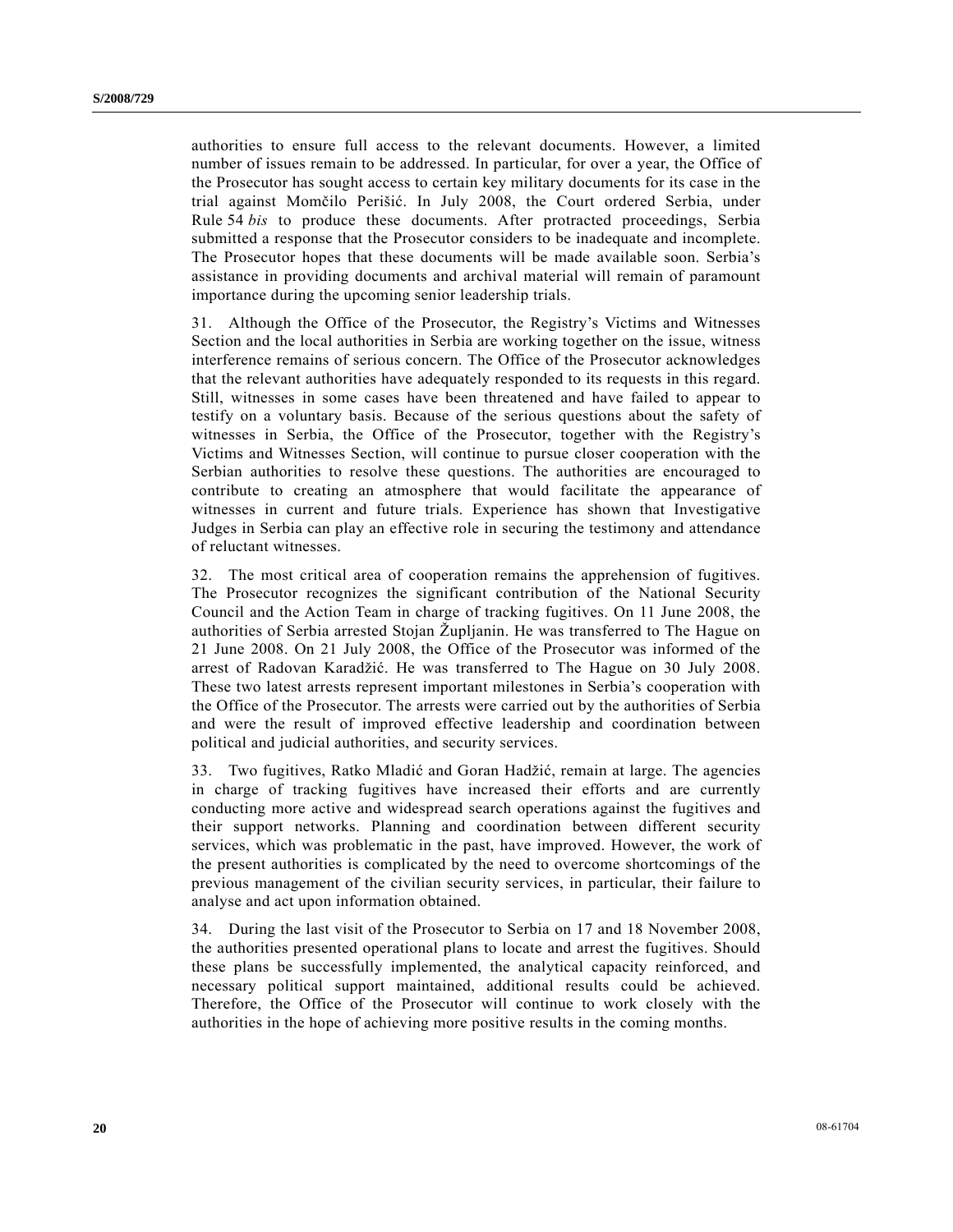authorities to ensure full access to the relevant documents. However, a limited number of issues remain to be addressed. In particular, for over a year, the Office of the Prosecutor has sought access to certain key military documents for its case in the trial against Momčilo Perišić. In July 2008, the Court ordered Serbia, under Rule 54 *bis* to produce these documents. After protracted proceedings, Serbia submitted a response that the Prosecutor considers to be inadequate and incomplete. The Prosecutor hopes that these documents will be made available soon. Serbia's assistance in providing documents and archival material will remain of paramount importance during the upcoming senior leadership trials.

31. Although the Office of the Prosecutor, the Registry's Victims and Witnesses Section and the local authorities in Serbia are working together on the issue, witness interference remains of serious concern. The Office of the Prosecutor acknowledges that the relevant authorities have adequately responded to its requests in this regard. Still, witnesses in some cases have been threatened and have failed to appear to testify on a voluntary basis. Because of the serious questions about the safety of witnesses in Serbia, the Office of the Prosecutor, together with the Registry's Victims and Witnesses Section, will continue to pursue closer cooperation with the Serbian authorities to resolve these questions. The authorities are encouraged to contribute to creating an atmosphere that would facilitate the appearance of witnesses in current and future trials. Experience has shown that Investigative Judges in Serbia can play an effective role in securing the testimony and attendance of reluctant witnesses.

32. The most critical area of cooperation remains the apprehension of fugitives. The Prosecutor recognizes the significant contribution of the National Security Council and the Action Team in charge of tracking fugitives. On 11 June 2008, the authorities of Serbia arrested Stojan Župljanin. He was transferred to The Hague on 21 June 2008. On 21 July 2008, the Office of the Prosecutor was informed of the arrest of Radovan Karadžić. He was transferred to The Hague on 30 July 2008. These two latest arrests represent important milestones in Serbia's cooperation with the Office of the Prosecutor. The arrests were carried out by the authorities of Serbia and were the result of improved effective leadership and coordination between political and judicial authorities, and security services.

33. Two fugitives, Ratko Mladić and Goran Hadžić, remain at large. The agencies in charge of tracking fugitives have increased their efforts and are currently conducting more active and widespread search operations against the fugitives and their support networks. Planning and coordination between different security services, which was problematic in the past, have improved. However, the work of the present authorities is complicated by the need to overcome shortcomings of the previous management of the civilian security services, in particular, their failure to analyse and act upon information obtained.

34. During the last visit of the Prosecutor to Serbia on 17 and 18 November 2008, the authorities presented operational plans to locate and arrest the fugitives. Should these plans be successfully implemented, the analytical capacity reinforced, and necessary political support maintained, additional results could be achieved. Therefore, the Office of the Prosecutor will continue to work closely with the authorities in the hope of achieving more positive results in the coming months.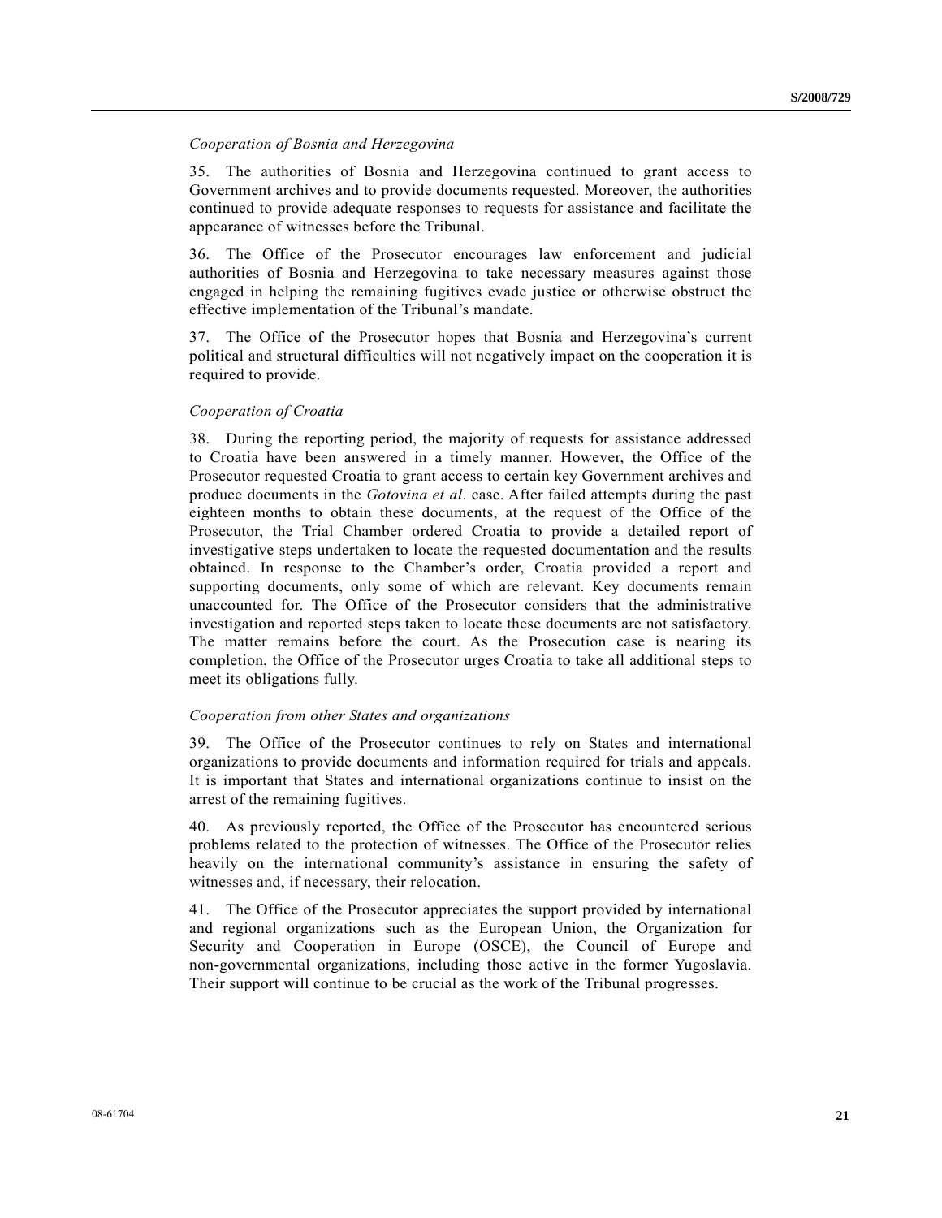*Cooperation of Bosnia and Herzegovina*

35. The authorities of Bosnia and Herzegovina continued to grant access to Government archives and to provide documents requested. Moreover, the authorities continued to provide adequate responses to requests for assistance and facilitate the appearance of witnesses before the Tribunal.

36. The Office of the Prosecutor encourages law enforcement and judicial authorities of Bosnia and Herzegovina to take necessary measures against those engaged in helping the remaining fugitives evade justice or otherwise obstruct the effective implementation of the Tribunal's mandate.

37. The Office of the Prosecutor hopes that Bosnia and Herzegovina's current political and structural difficulties will not negatively impact on the cooperation it is required to provide.

*Cooperation of Croatia*

38. During the reporting period, the majority of requests for assistance addressed to Croatia have been answered in a timely manner. However, the Office of the Prosecutor requested Croatia to grant access to certain key Government archives and produce documents in the *Gotovina et al*. case. After failed attempts during the past eighteen months to obtain these documents, at the request of the Office of the Prosecutor, the Trial Chamber ordered Croatia to provide a detailed report of investigative steps undertaken to locate the requested documentation and the results obtained. In response to the Chamber's order, Croatia provided a report and supporting documents, only some of which are relevant. Key documents remain unaccounted for. The Office of the Prosecutor considers that the administrative investigation and reported steps taken to locate these documents are not satisfactory. The matter remains before the court. As the Prosecution case is nearing its completion, the Office of the Prosecutor urges Croatia to take all additional steps to meet its obligations fully.

*Cooperation from other States and organizations*

39. The Office of the Prosecutor continues to rely on States and international organizations to provide documents and information required for trials and appeals. It is important that States and international organizations continue to insist on the arrest of the remaining fugitives.

40. As previously reported, the Office of the Prosecutor has encountered serious problems related to the protection of witnesses. The Office of the Prosecutor relies heavily on the international community's assistance in ensuring the safety of witnesses and, if necessary, their relocation.

41. The Office of the Prosecutor appreciates the support provided by international and regional organizations such as the European Union, the Organization for Security and Cooperation in Europe (OSCE), the Council of Europe and non-governmental organizations, including those active in the former Yugoslavia. Their support will continue to be crucial as the work of the Tribunal progresses.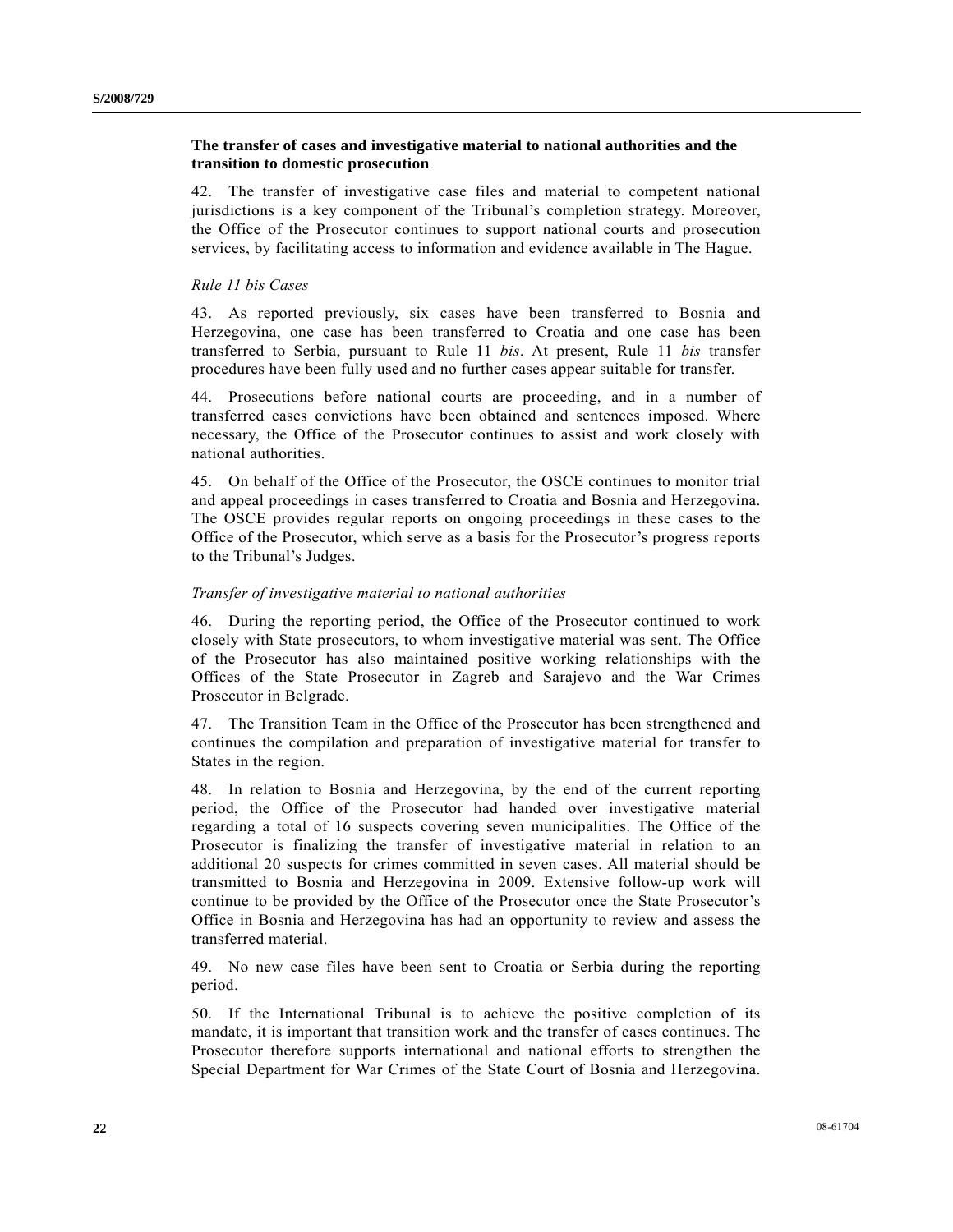### The transfer of cases and investigative material to national authorities and the transition to domestic prosecution

42. The transfer of investigative case files and material to competent national jurisdictions is a key component of the Tribunal's completion strategy. Moreover, the Office of the Prosecutor continues to support national courts and prosecution services, by facilitating access to information and evidence available in The Hague.

*Rule 11 bis Cases*

43. As reported previously, six cases have been transferred to Bosnia and Herzegovina, one case has been transferred to Croatia and one case has been transferred to Serbia, pursuant to Rule 11 *bis*. At present, Rule 11 *bis* transfer procedures have been fully used and no further cases appear suitable for transfer.

44. Prosecutions before national courts are proceeding, and in a number of transferred cases convictions have been obtained and sentences imposed. Where necessary, the Office of the Prosecutor continues to assist and work closely with national authorities.

45. On behalf of the Office of the Prosecutor, the OSCE continues to monitor trial and appeal proceedings in cases transferred to Croatia and Bosnia and Herzegovina. The OSCE provides regular reports on ongoing proceedings in these cases to the Office of the Prosecutor, which serve as a basis for the Prosecutor's progress reports to the Tribunal's Judges.

*Transfer of investigative material to national authorities*

46. During the reporting period, the Office of the Prosecutor continued to work closely with State prosecutors, to whom investigative material was sent. The Office of the Prosecutor has also maintained positive working relationships with the Offices of the State Prosecutor in Zagreb and Sarajevo and the War Crimes Prosecutor in Belgrade.

47. The Transition Team in the Office of the Prosecutor has been strengthened and continues the compilation and preparation of investigative material for transfer to States in the region.

48. In relation to Bosnia and Herzegovina, by the end of the current reporting period, the Office of the Prosecutor had handed over investigative material regarding a total of 16 suspects covering seven municipalities. The Office of the Prosecutor is finalizing the transfer of investigative material in relation to an additional 20 suspects for crimes committed in seven cases. All material should be transmitted to Bosnia and Herzegovina in 2009. Extensive follow-up work will continue to be provided by the Office of the Prosecutor once the State Prosecutor's Office in Bosnia and Herzegovina has had an opportunity to review and assess the transferred material.

49. No new case files have been sent to Croatia or Serbia during the reporting period.

50. If the International Tribunal is to achieve the positive completion of its mandate, it is important that transition work and the transfer of cases continues. The Prosecutor therefore supports international and national efforts to strengthen the Special Department for War Crimes of the State Court of Bosnia and Herzegovina.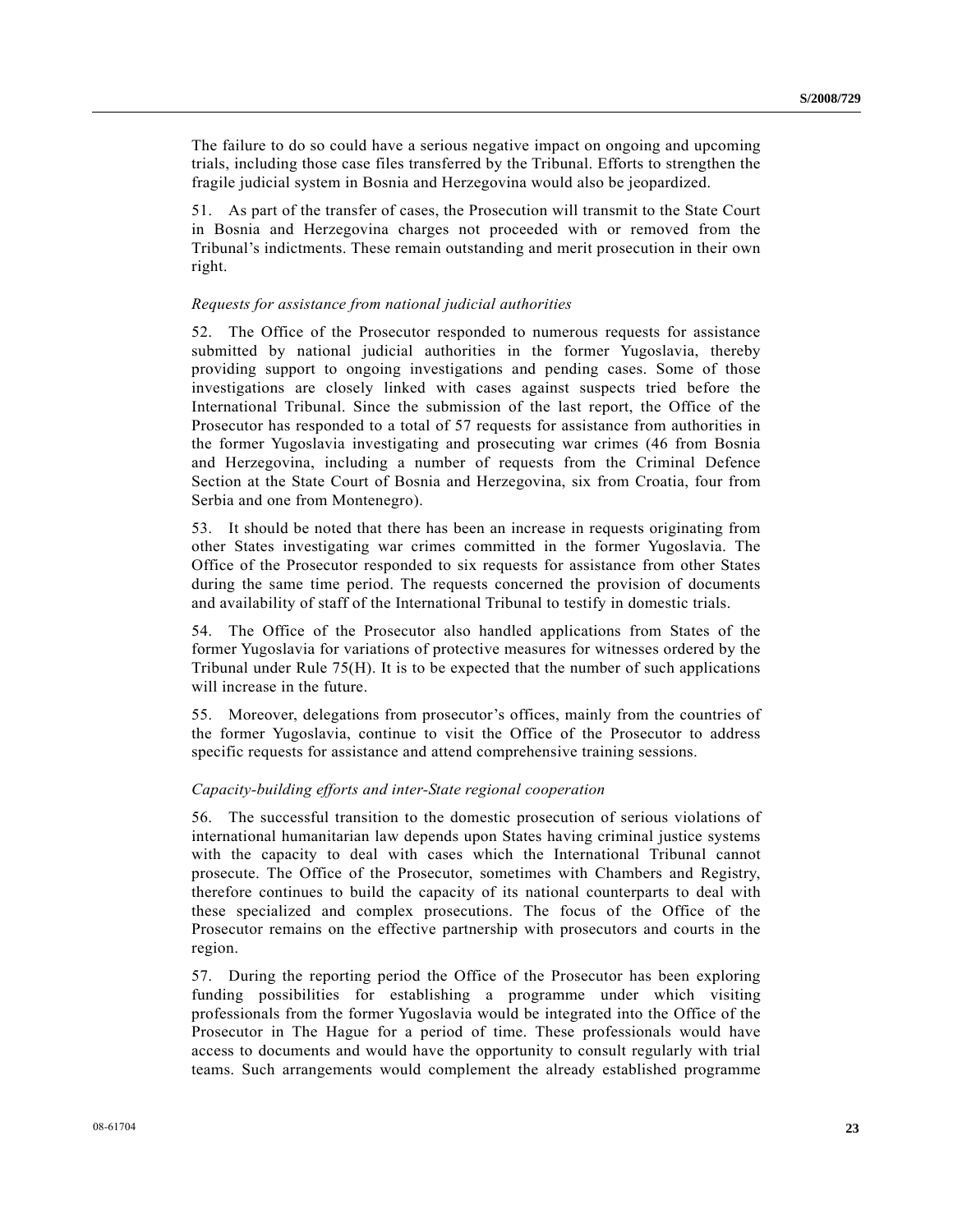The failure to do so could have a serious negative impact on ongoing and upcoming trials, including those case files transferred by the Tribunal. Efforts to strengthen the fragile judicial system in Bosnia and Herzegovina would also be jeopardized.

51. As part of the transfer of cases, the Prosecution will transmit to the State Court in Bosnia and Herzegovina charges not proceeded with or removed from the Tribunal's indictments. These remain outstanding and merit prosecution in their own right.

*Requests for assistance from national judicial authorities*

52. The Office of the Prosecutor responded to numerous requests for assistance submitted by national judicial authorities in the former Yugoslavia, thereby providing support to ongoing investigations and pending cases. Some of those investigations are closely linked with cases against suspects tried before the International Tribunal. Since the submission of the last report, the Office of the Prosecutor has responded to a total of 57 requests for assistance from authorities in the former Yugoslavia investigating and prosecuting war crimes (46 from Bosnia and Herzegovina, including a number of requests from the Criminal Defence Section at the State Court of Bosnia and Herzegovina, six from Croatia, four from Serbia and one from Montenegro).

53. It should be noted that there has been an increase in requests originating from other States investigating war crimes committed in the former Yugoslavia. The Office of the Prosecutor responded to six requests for assistance from other States during the same time period. The requests concerned the provision of documents and availability of staff of the International Tribunal to testify in domestic trials.

54. The Office of the Prosecutor also handled applications from States of the former Yugoslavia for variations of protective measures for witnesses ordered by the Tribunal under Rule 75(H). It is to be expected that the number of such applications will increase in the future.

55. Moreover, delegations from prosecutor's offices, mainly from the countries of the former Yugoslavia, continue to visit the Office of the Prosecutor to address specific requests for assistance and attend comprehensive training sessions.

*Capacity-building efforts and inter-State regional cooperation*

56. The successful transition to the domestic prosecution of serious violations of international humanitarian law depends upon States having criminal justice systems with the capacity to deal with cases which the International Tribunal cannot prosecute. The Office of the Prosecutor, sometimes with Chambers and Registry, therefore continues to build the capacity of its national counterparts to deal with these specialized and complex prosecutions. The focus of the Office of the Prosecutor remains on the effective partnership with prosecutors and courts in the region.

57. During the reporting period the Office of the Prosecutor has been exploring funding possibilities for establishing a programme under which visiting professionals from the former Yugoslavia would be integrated into the Office of the Prosecutor in The Hague for a period of time. These professionals would have access to documents and would have the opportunity to consult regularly with trial teams. Such arrangements would complement the already established programme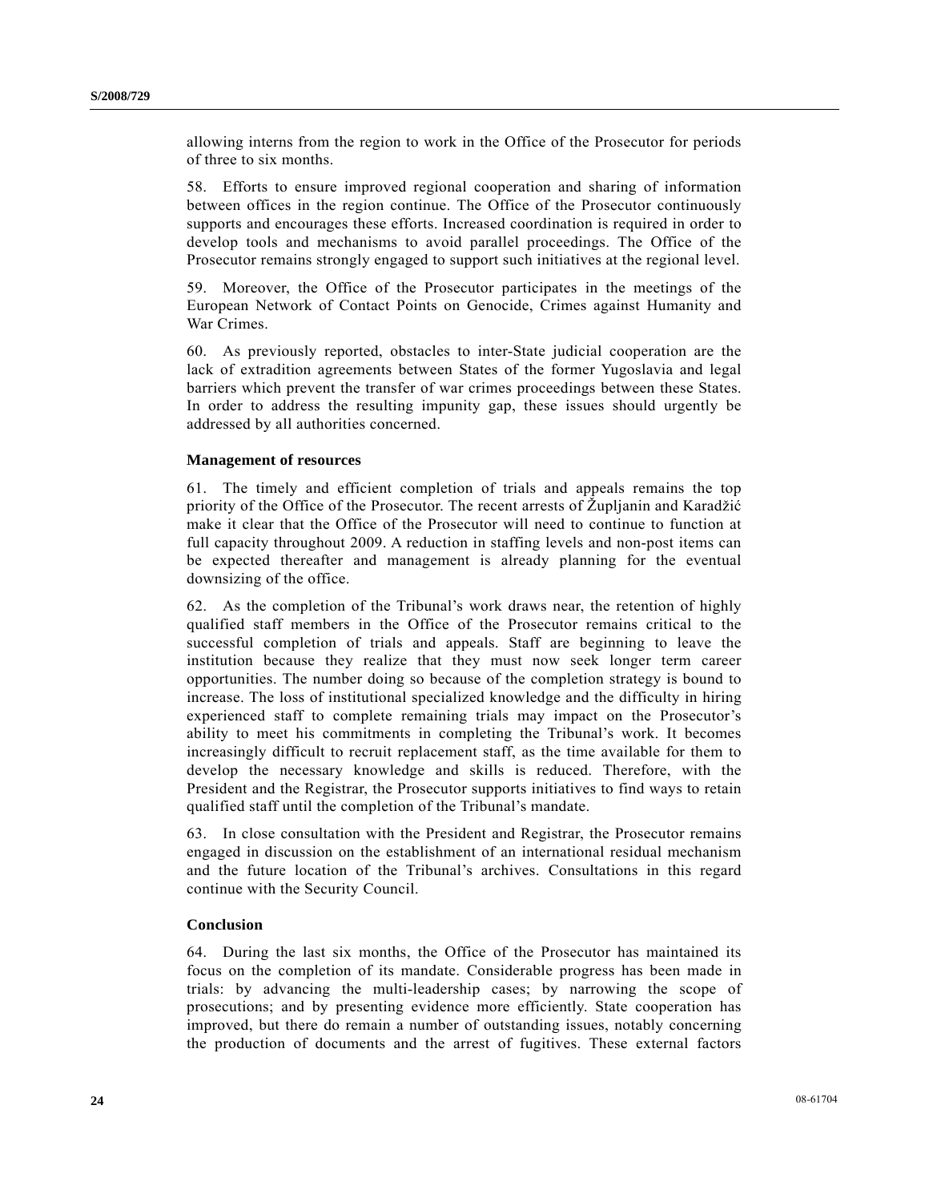allowing interns from the region to work in the Office of the Prosecutor for periods of three to six months.

58. Efforts to ensure improved regional cooperation and sharing of information between offices in the region continue. The Office of the Prosecutor continuously supports and encourages these efforts. Increased coordination is required in order to develop tools and mechanisms to avoid parallel proceedings. The Office of the Prosecutor remains strongly engaged to support such initiatives at the regional level.

59. Moreover, the Office of the Prosecutor participates in the meetings of the European Network of Contact Points on Genocide, Crimes against Humanity and War Crimes.

60. As previously reported, obstacles to inter-State judicial cooperation are the lack of extradition agreements between States of the former Yugoslavia and legal barriers which prevent the transfer of war crimes proceedings between these States. In order to address the resulting impunity gap, these issues should urgently be addressed by all authorities concerned.

### Management of resources

61. The timely and efficient completion of trials and appeals remains the top priority of the Office of the Prosecutor. The recent arrests of Župljanin and Karadžić make it clear that the Office of the Prosecutor will need to continue to function at full capacity throughout 2009. A reduction in staffing levels and non-post items can be expected thereafter and management is already planning for the eventual downsizing of the office.

62. As the completion of the Tribunal's work draws near, the retention of highly qualified staff members in the Office of the Prosecutor remains critical to the successful completion of trials and appeals. Staff are beginning to leave the institution because they realize that they must now seek longer term career opportunities. The number doing so because of the completion strategy is bound to increase. The loss of institutional specialized knowledge and the difficulty in hiring experienced staff to complete remaining trials may impact on the Prosecutor's ability to meet his commitments in completing the Tribunal's work. It becomes increasingly difficult to recruit replacement staff, as the time available for them to develop the necessary knowledge and skills is reduced. Therefore, with the President and the Registrar, the Prosecutor supports initiatives to find ways to retain qualified staff until the completion of the Tribunal's mandate.

63. In close consultation with the President and Registrar, the Prosecutor remains engaged in discussion on the establishment of an international residual mechanism and the future location of the Tribunal's archives. Consultations in this regard continue with the Security Council.

### Conclusion

64. During the last six months, the Office of the Prosecutor has maintained its focus on the completion of its mandate. Considerable progress has been made in trials: by advancing the multi-leadership cases; by narrowing the scope of prosecutions; and by presenting evidence more efficiently. State cooperation has improved, but there do remain a number of outstanding issues, notably concerning the production of documents and the arrest of fugitives. These external factors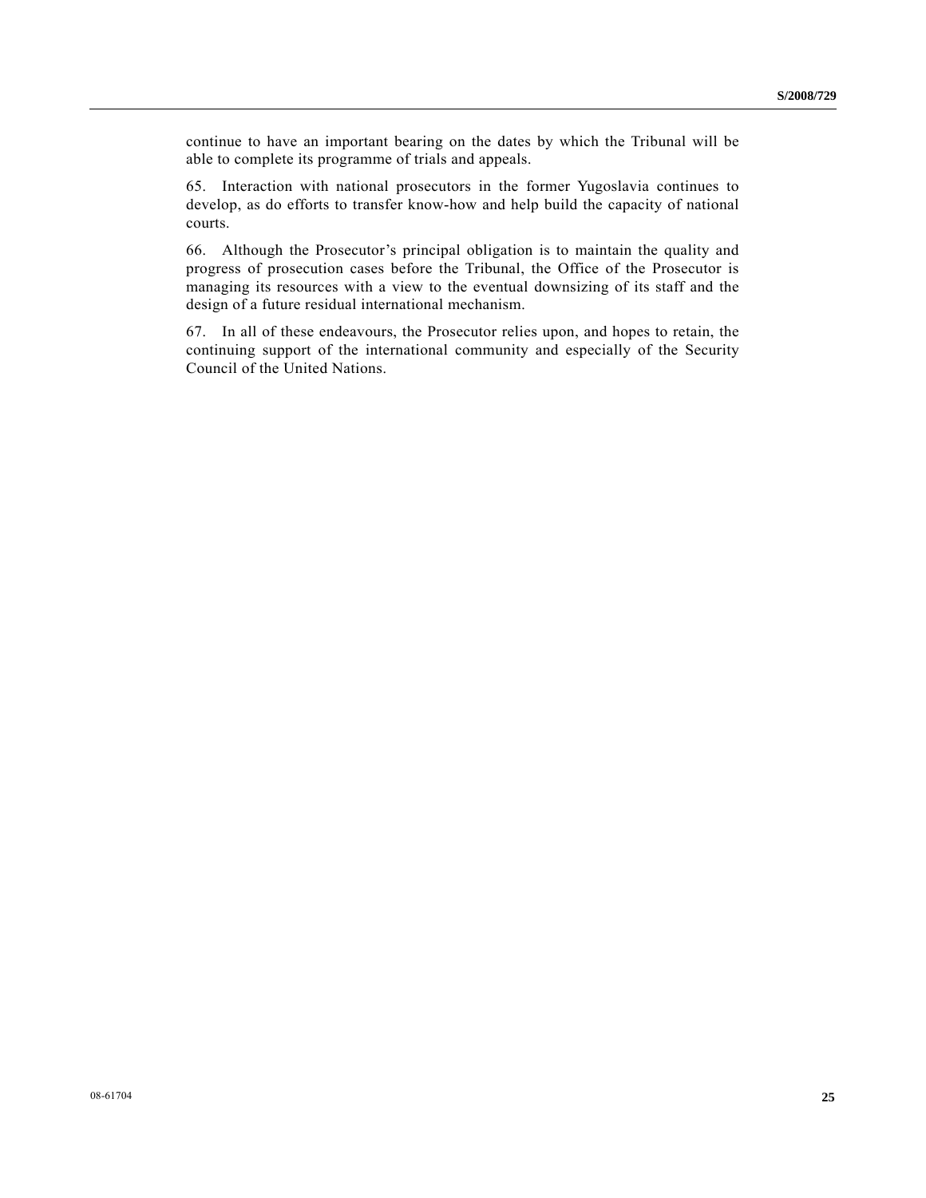continue to have an important bearing on the dates by which the Tribunal will be able to complete its programme of trials and appeals.

65. Interaction with national prosecutors in the former Yugoslavia continues to develop, as do efforts to transfer know-how and help build the capacity of national courts.

66. Although the Prosecutor's principal obligation is to maintain the quality and progress of prosecution cases before the Tribunal, the Office of the Prosecutor is managing its resources with a view to the eventual downsizing of its staff and the design of a future residual international mechanism.

67. In all of these endeavours, the Prosecutor relies upon, and hopes to retain, the continuing support of the international community and especially of the Security Council of the United Nations.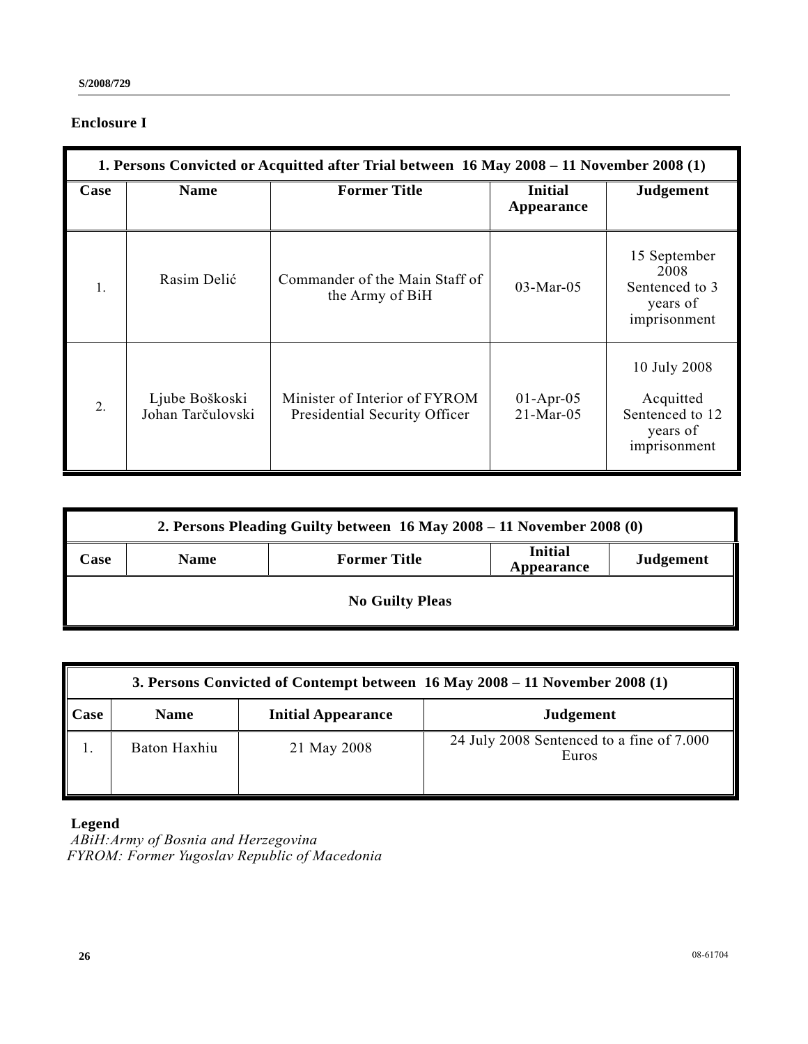**Enclosure I**

| 1. Persons Convicted or Acquitted after Trial between 16 May 2008 – 11 November 2008 (1) | | | | |
|---|---|---|---|---|
| **Case** | **Name** | **Former Title** | **Initial Appearance** | **Judgement** |
| 1. | Rasim Delić | Commander of the Main Staff of the Army of BiH | 03-Mar-05 | 15 September 2008 Sentenced to 3 years of imprisonment |
| 2. | Ljube Boškoski<br>Johan Tarčulovski | Minister of Interior of FYROM<br>Presidential Security Officer | 01-Apr-05<br>21-Mar-05 | 10 July 2008<br>Acquitted<br>Sentenced to 12 years of imprisonment |

| 2. Persons Pleading Guilty between 16 May 2008 – 11 November 2008 (0) | | | | |
|---|---|---|---|---|
| **Case** | **Name** | **Former Title** | **Initial Appearance** | **Judgement** |
| **No Guilty Pleas** | | | | |

| 3. Persons Convicted of Contempt between 16 May 2008 – 11 November 2008 (1) | | | |
|---|---|---|---|
| **Case** | **Name** | **Initial Appearance** | **Judgement** |
| 1. | Baton Haxhiu | 21 May 2008 | 24 July 2008 Sentenced to a fine of 7.000 Euros |

**Legend**

*ABiH:Army of Bosnia and Herzegovina*

*FYROM: Former Yugoslav Republic of Macedonia*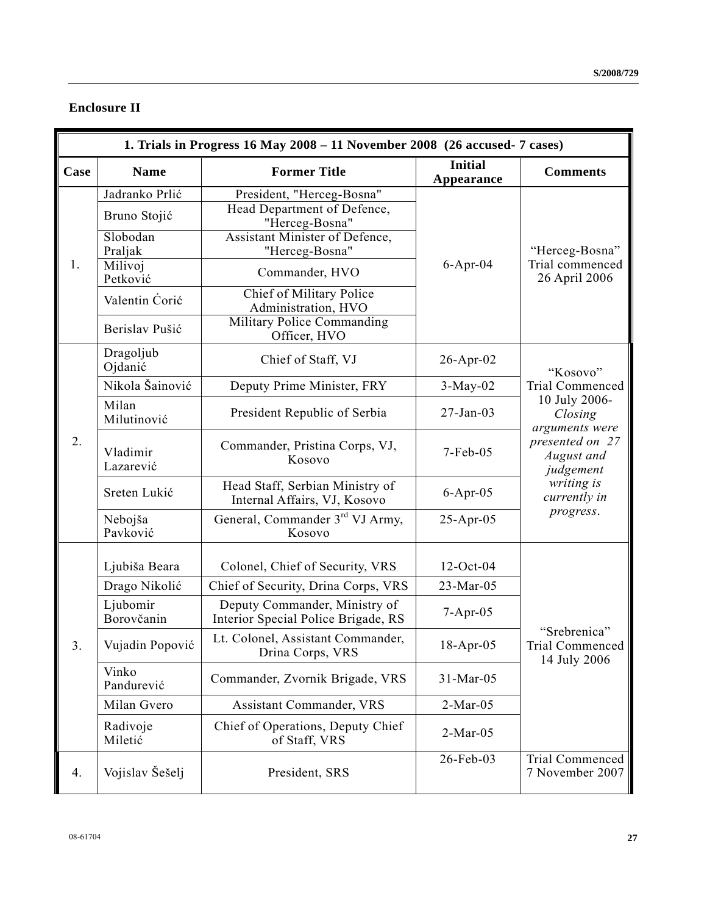**Enclosure II**

| 1. Trials in Progress 16 May 2008 – 11 November 2008 (26 accused- 7 cases) | | | | |
|---|---|---|---|---|
| **Case** | **Name** | **Former Title** | **Initial Appearance** | **Comments** |
| 1. | Jadranko Prlić | President, "Herceg-Bosna" | 6-Apr-04 | "Herceg-Bosna" Trial commenced 26 April 2006 |
| | Bruno Stojić | Head Department of Defence, "Herceg-Bosna" | | |
| | Slobodan Praljak | Assistant Minister of Defence, "Herceg-Bosna" | | |
| | Milivoj Petković | Commander, HVO | | |
| | Valentin Ćorić | Chief of Military Police Administration, HVO | | |
| | Berislav Pušić | Military Police Commanding Officer, HVO | | |
| 2. | Dragoljub Ojdanić | Chief of Staff, VJ | 26-Apr-02 | "Kosovo" Trial Commenced 10 July 2006- *Closing arguments were presented on 27 August and judgement writing is currently in progress*. |
| | Nikola Šainović | Deputy Prime Minister, FRY | 3-May-02 | |
| | Milan Milutinović | President Republic of Serbia | 27-Jan-03 | |
| | Vladimir Lazarević | Commander, Pristina Corps, VJ, Kosovo | 7-Feb-05 | |
| | Sreten Lukić | Head Staff, Serbian Ministry of Internal Affairs, VJ, Kosovo | 6-Apr-05 | |
| | Nebojša Pavković | General, Commander 3rd VJ Army, Kosovo | 25-Apr-05 | |
| 3. | Ljubiša Beara | Colonel, Chief of Security, VRS | 12-Oct-04 | "Srebrenica" Trial Commenced 14 July 2006 |
| | Drago Nikolić | Chief of Security, Drina Corps, VRS | 23-Mar-05 | |
| | Ljubomir Borovčanin | Deputy Commander, Ministry of Interior Special Police Brigade, RS | 7-Apr-05 | |
| | Vujadin Popović | Lt. Colonel, Assistant Commander, Drina Corps, VRS | 18-Apr-05 | |
| | Vinko Pandurević | Commander, Zvornik Brigade, VRS | 31-Mar-05 | |
| | Milan Gvero | Assistant Commander, VRS | 2-Mar-05 | |
| | Radivoje Miletić | Chief of Operations, Deputy Chief of Staff, VRS | 2-Mar-05 | |
| 4. | Vojislav Šešelj | President, SRS | 26-Feb-03 | Trial Commenced 7 November 2007 |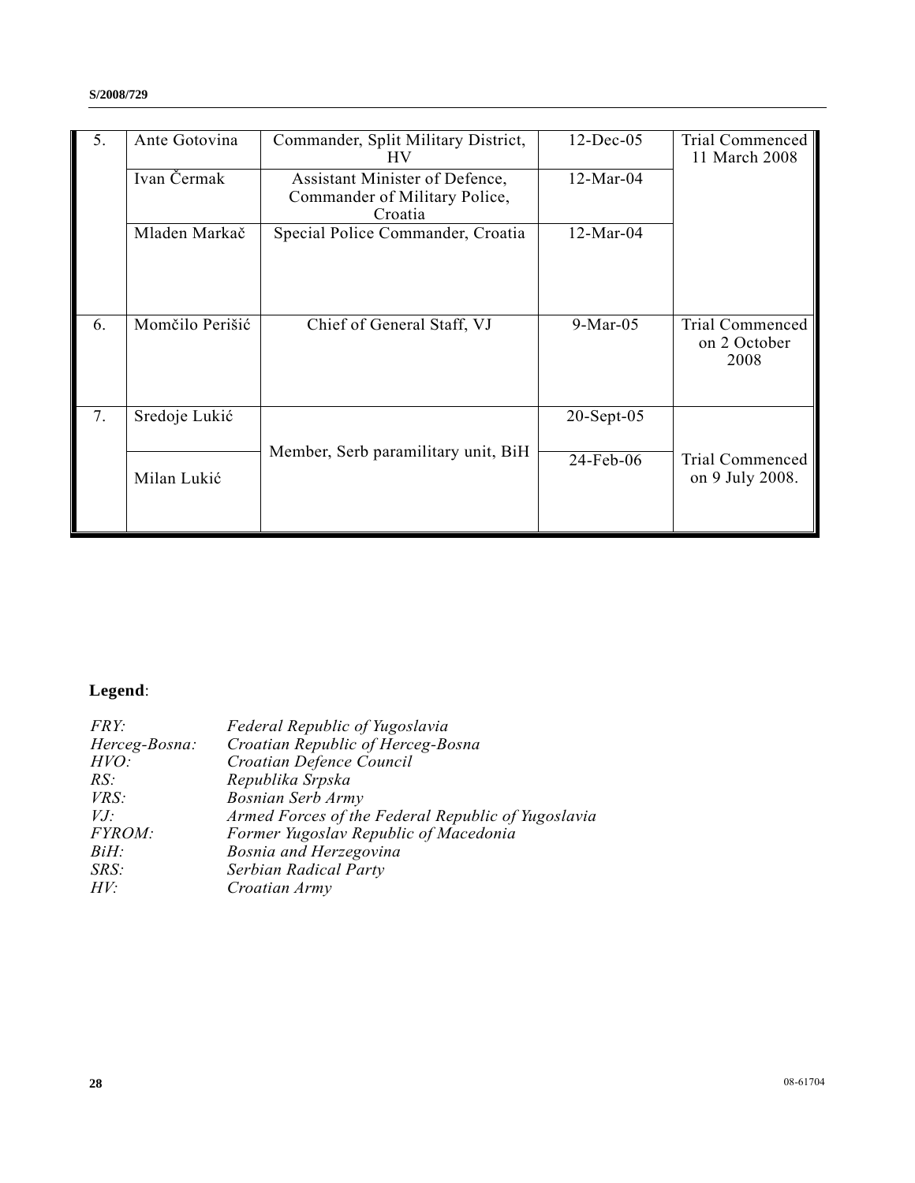| | | | | |
|---|---|---|---|---|
| 5. | Ante Gotovina | Commander, Split Military District, HV | 12-Dec-05 | Trial Commenced 11 March 2008 |
| | Ivan Čermak | Assistant Minister of Defence, Commander of Military Police, Croatia | 12-Mar-04 | |
| | Mladen Markač | Special Police Commander, Croatia | 12-Mar-04 | |
| 6. | Momčilo Perišić | Chief of General Staff, VJ | 9-Mar-05 | Trial Commenced on 2 October 2008 |
| 7. | Sredoje Lukić | Member, Serb paramilitary unit, BiH | 20-Sept-05 | Trial Commenced on 9 July 2008. |
| | Milan Lukić | | 24-Feb-06 | |

**Legend**:

| | |
|---|---|
| *FRY:* | *Federal Republic of Yugoslavia* |
| *Herceg-Bosna:* | *Croatian Republic of Herceg-Bosna* |
| *HVO:* | *Croatian Defence Council* |
| *RS:* | *Republika Srpska* |
| *VRS:* | *Bosnian Serb Army* |
| *VJ:* | *Armed Forces of the Federal Republic of Yugoslavia* |
| *FYROM:* | *Former Yugoslav Republic of Macedonia* |
| *BiH:* | *Bosnia and Herzegovina* |
| *SRS:* | *Serbian Radical Party* |
| *HV:* | *Croatian Army* |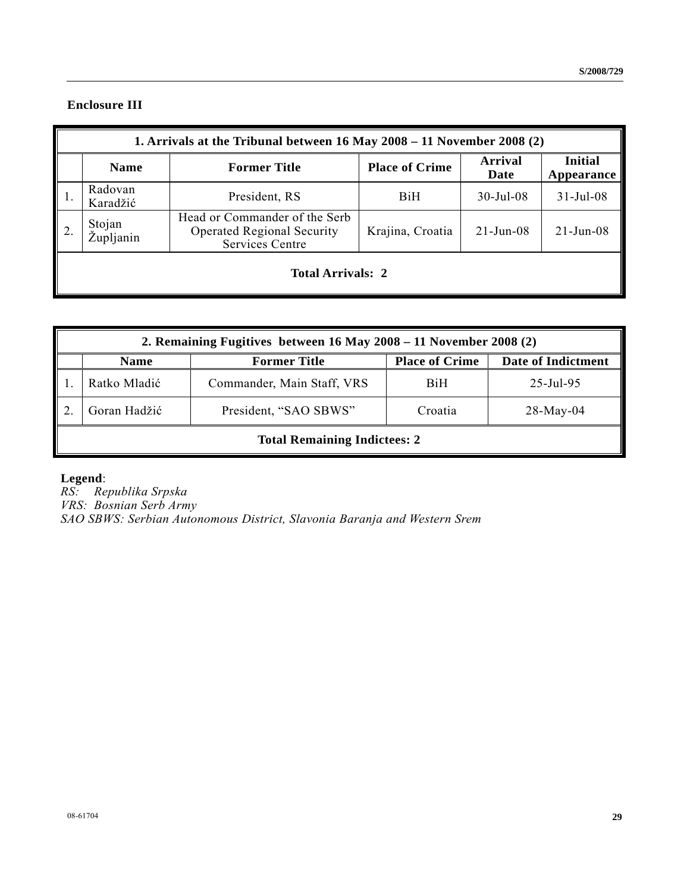**Enclosure III**

| 1. Arrivals at the Tribunal between 16 May 2008 – 11 November 2008 (2) | | | | | |
|---|---|---|---|---|---|
| | **Name** | **Former Title** | **Place of Crime** | **Arrival Date** | **Initial Appearance** |
| 1. | Radovan Karadžić | President, RS | BiH | 30-Jul-08 | 31-Jul-08 |
| 2. | Stojan Župljanin | Head or Commander of the Serb Operated Regional Security Services Centre | Krajina, Croatia | 21-Jun-08 | 21-Jun-08 |
| **Total Arrivals: 2** | | | | | |

| 2. Remaining Fugitives between 16 May 2008 – 11 November 2008 (2) | | | | |
|---|---|---|---|---|
| | **Name** | **Former Title** | **Place of Crime** | **Date of Indictment** |
| 1. | Ratko Mladić | Commander, Main Staff, VRS | BiH | 25-Jul-95 |
| 2. | Goran Hadžić | President, "SAO SBWS" | Croatia | 28-May-04 |
| **Total Remaining Indictees: 2** | | | | |

**Legend**:
*RS: Republika Srpska*
*VRS: Bosnian Serb Army*
*SAO SBWS: Serbian Autonomous District, Slavonia Baranja and Western Srem*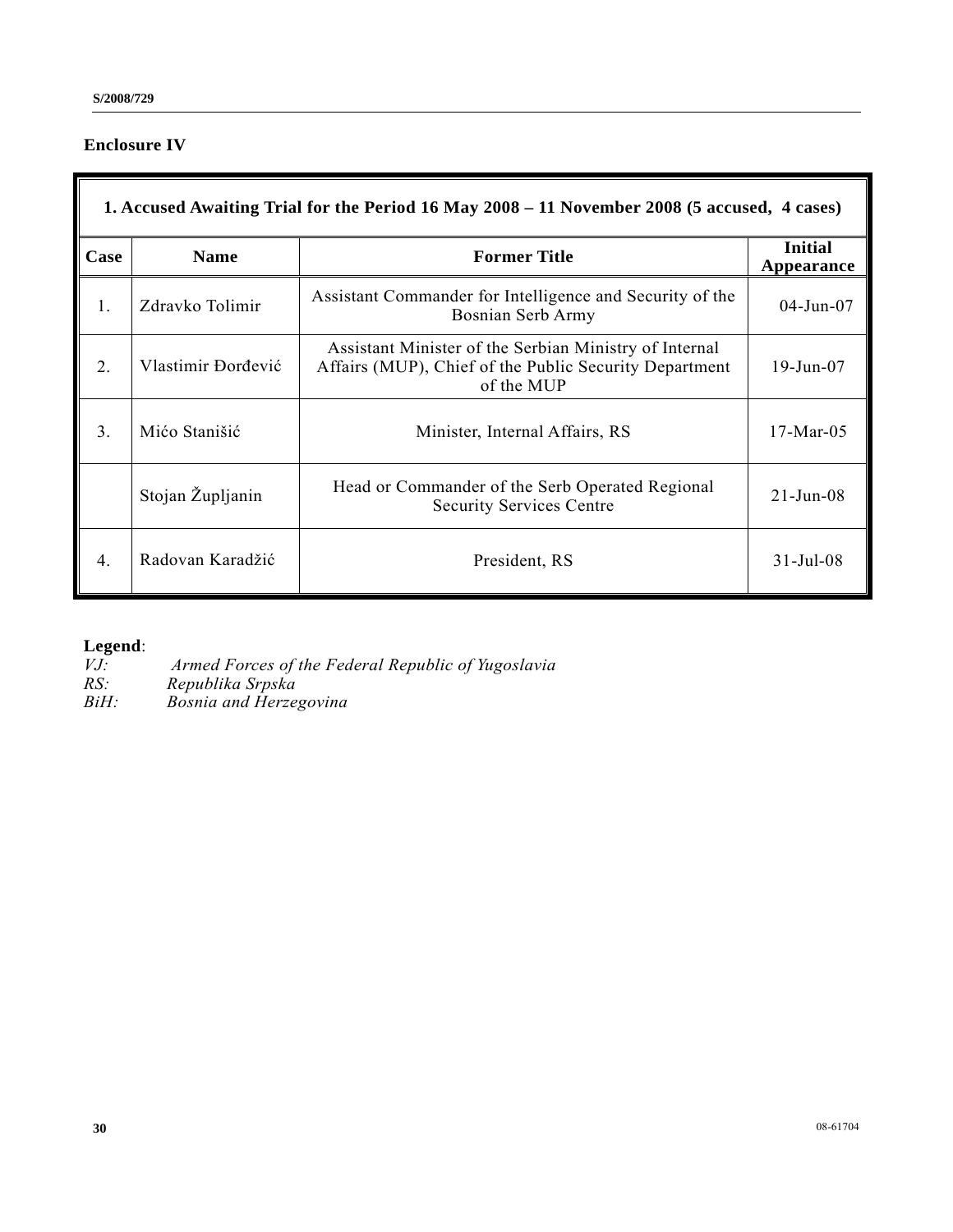## Enclosure IV

| 1. Accused Awaiting Trial for the Period 16 May 2008 – 11 November 2008 (5 accused, 4 cases) | | | |
|---|---|---|---|
| **Case** | **Name** | **Former Title** | **Initial Appearance** |
| 1. | Zdravko Tolimir | Assistant Commander for Intelligence and Security of the Bosnian Serb Army | 04-Jun-07 |
| 2. | Vlastimir Đorđević | Assistant Minister of the Serbian Ministry of Internal Affairs (MUP), Chief of the Public Security Department of the MUP | 19-Jun-07 |
| 3. | Mićo Stanišić | Minister, Internal Affairs, RS | 17-Mar-05 |
| | Stojan Župljanin | Head or Commander of the Serb Operated Regional Security Services Centre | 21-Jun-08 |
| 4. | Radovan Karadžić | President, RS | 31-Jul-08 |

**Legend**:
*VJ:* *Armed Forces of the Federal Republic of Yugoslavia*
*RS:* *Republika Srpska*
*BiH:* *Bosnia and Herzegovina*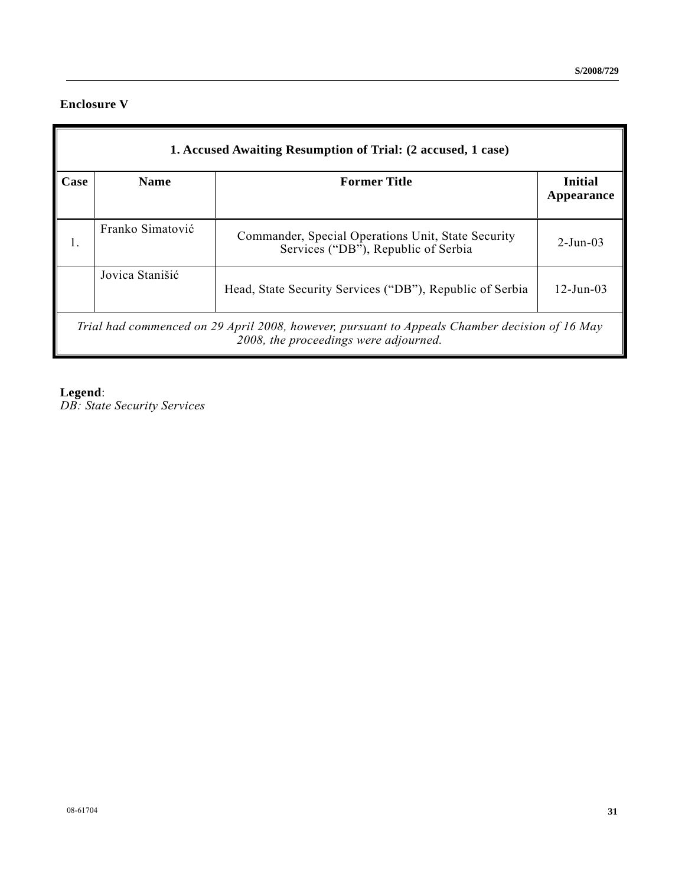**Enclosure V**

| 1. Accused Awaiting Resumption of Trial: (2 accused, 1 case) | | | |
|---|---|---|---|
| **Case** | **Name** | **Former Title** | **Initial Appearance** |
| 1. | Franko Simatović | Commander, Special Operations Unit, State Security Services ("DB"), Republic of Serbia | 2-Jun-03 |
| | Jovica Stanišić | Head, State Security Services ("DB"), Republic of Serbia | 12-Jun-03 |
| *Trial had commenced on 29 April 2008, however, pursuant to Appeals Chamber decision of 16 May 2008, the proceedings were adjourned.* | | | |

**Legend**:
*DB: State Security Services*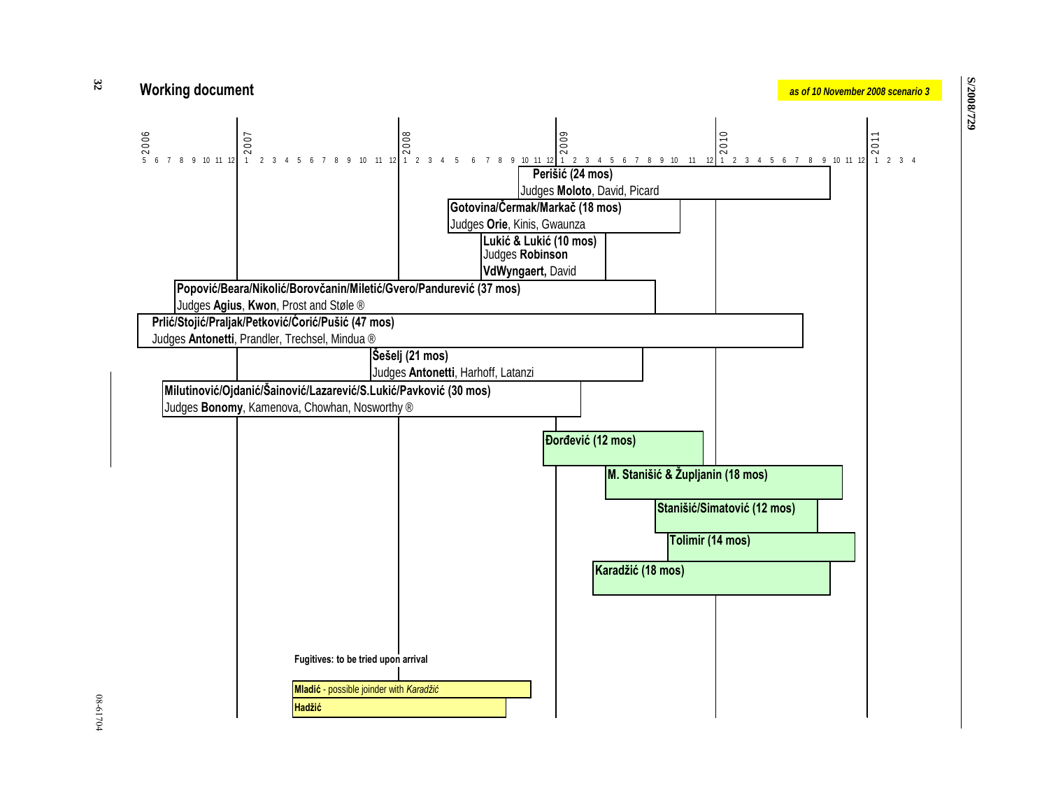## Working document

*as of 10 November 2008 scenario 3*

Timeline: 2006 (months 5–12), 2007, 2008, 2009, 2010, 2011 (months 1–4)

**Perišić (24 mos)**
Judges **Moloto**, David, Picard

**Gotovina/Čermak/Markač (18 mos)**
Judges **Orie**, Kinis, Gwaunza

**Lukić & Lukić (10 mos)**
Judges **Robinson**
**VdWyngaert,** David

**Popović/Beara/Nikolić/Borovčanin/Miletić/Gvero/Pandurević (37 mos)**
Judges **Agius**, **Kwon**, Prost and Støle ®

**Prlić/Stojić/Praljak/Petković/Ćorić/Pušić (47 mos)**
Judges **Antonetti**, Prandler, Trechsel, Mindua ®

**Šešelj (21 mos)**
Judges **Antonetti**, Harhoff, Latanzi

**Milutinović/Ojdanić/Šainović/Lazarević/S.Lukić/Pavković (30 mos)**
Judges **Bonomy**, Kamenova, Chowhan, Nosworthy ®

**Đorđević (12 mos)**

**M. Stanišić & Župljanin (18 mos)**

**Stanišić/Simatović (12 mos)**

**Tolimir (14 mos)**

**Karadžić (18 mos)**

**Fugitives: to be tried upon arrival**

**Mladić** - possible joinder with *Karadžić*

**Hadžić**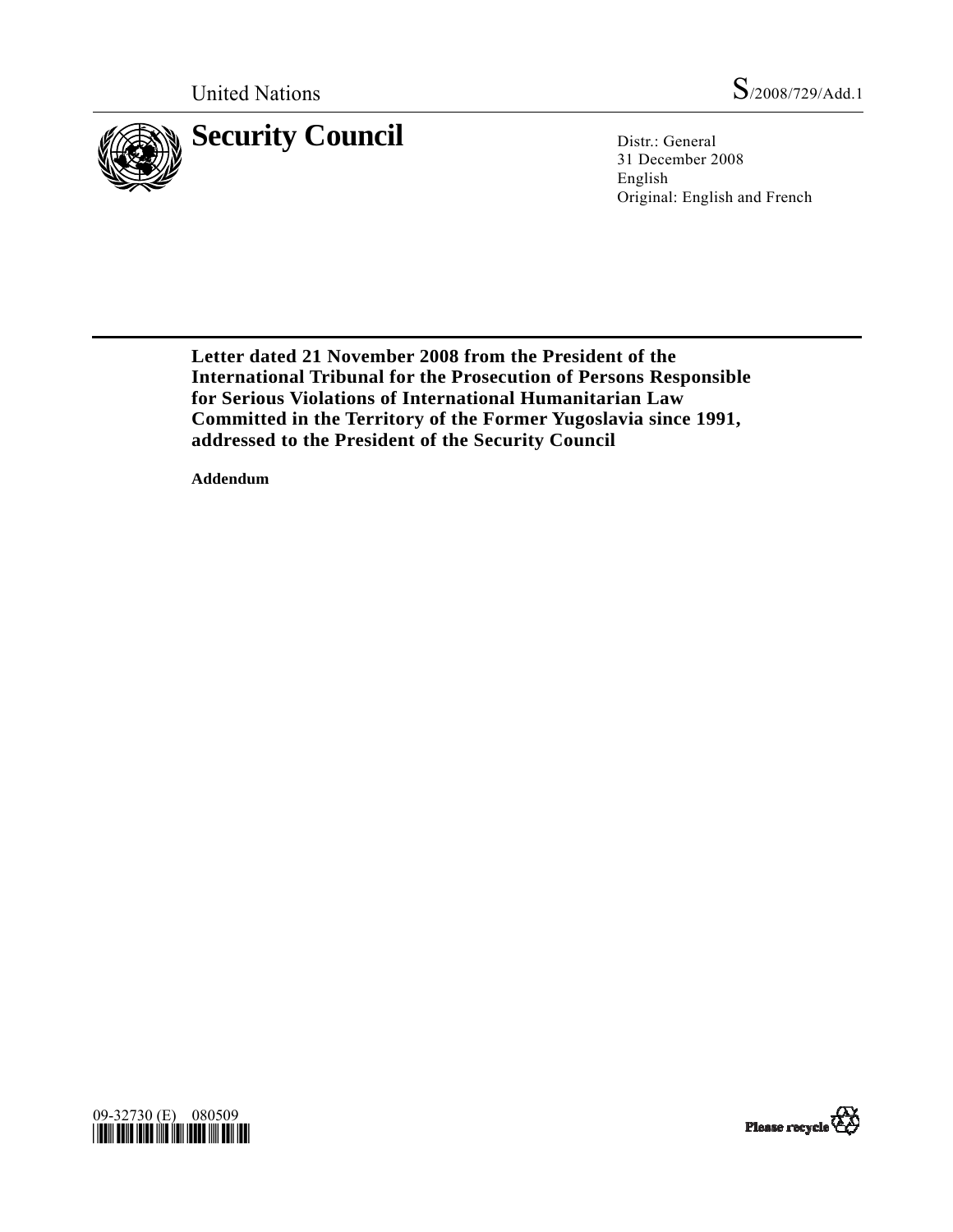United Nations S/2008/729/Add.1

# Security Council

Distr.: General
31 December 2008
English
Original: English and French

**Letter dated 21 November 2008 from the President of the International Tribunal for the Prosecution of Persons Responsible for Serious Violations of International Humanitarian Law Committed in the Territory of the Former Yugoslavia since 1991, addressed to the President of the Security Council**

**Addendum**

09-32730 (E) 080509

Please recycle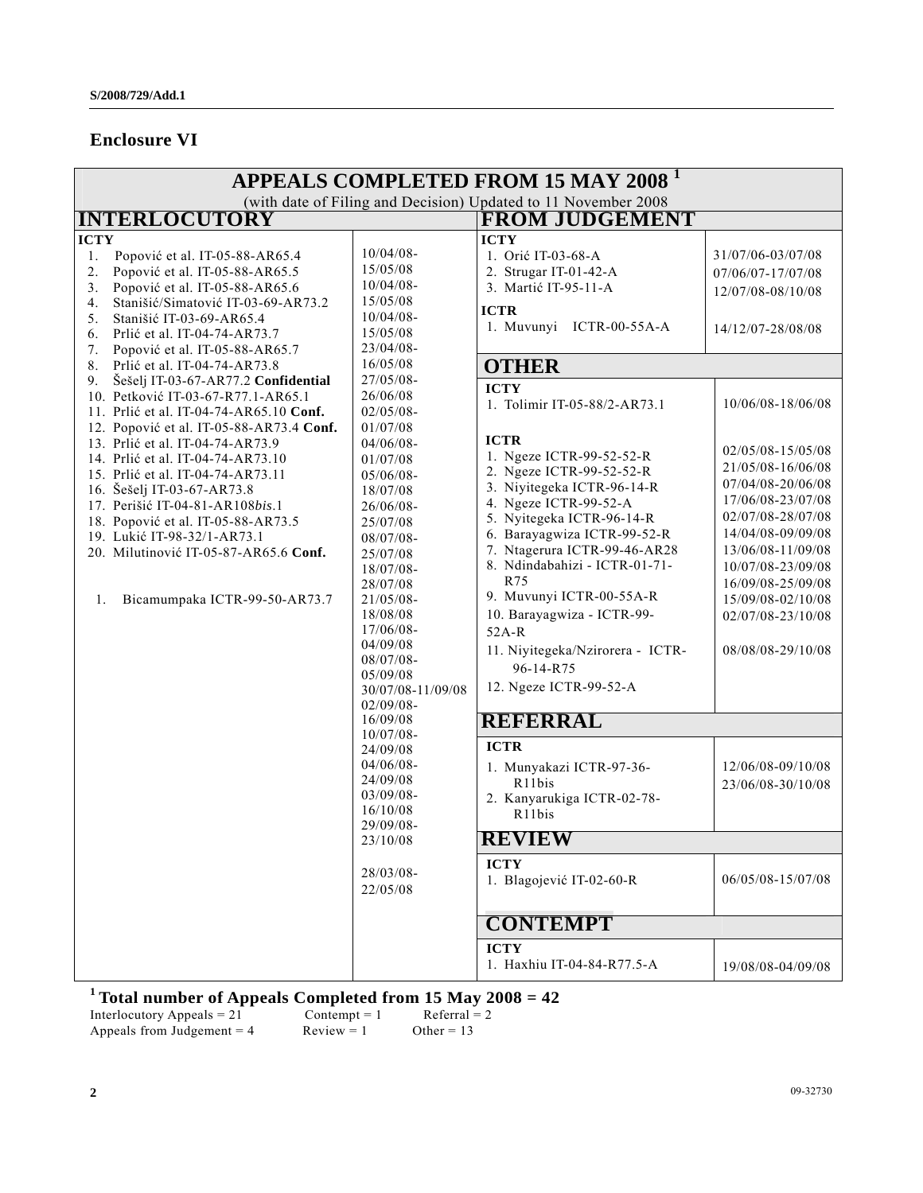## Enclosure VI

# APPEALS COMPLETED FROM 15 MAY 2008 [1]

(with date of Filing and Decision) Updated to 11 November 2008

## INTERLOCUTORY

| Appeal | Date of Filing – Decision |
|---|---|
| **ICTY** | |
| 1. Popović et al. IT-05-88-AR65.4 | 10/04/08-15/05/08 |
| 2. Popović et al. IT-05-88-AR65.5 | 10/04/08-15/05/08 |
| 3. Popović et al. IT-05-88-AR65.6 | 10/04/08-15/05/08 |
| 4. Stanišić/Simatović IT-03-69-AR73.2 | 23/04/08-16/05/08 |
| 5. Stanišić IT-03-69-AR65.4 | 27/05/08-26/06/08 |
| 6. Prlić et al. IT-04-74-AR73.7 | 02/05/08-01/07/08 |
| 7. Popović et al. IT-05-88-AR65.7 | 04/06/08-01/07/08 |
| 8. Prlić et al. IT-04-74-AR73.8 | 05/06/08-18/07/08 |
| 9. Šešelj IT-03-67-AR77.2 **Confidential** | 26/06/08-25/07/08 |
| 10. Petković IT-03-67-R77.1-AR65.1 | 08/07/08-25/07/08 |
| 11. Prlić et al. IT-04-74-AR65.10 **Conf.** | 18/07/08-28/07/08 |
| 12. Popović et al. IT-05-88-AR73.4 **Conf.** | 21/05/08-18/08/08 |
| 13. Prlić et al. IT-04-74-AR73.9 | 17/06/08-04/09/08 |
| 14. Prlić et al. IT-04-74-AR73.10 | 08/07/08-05/09/08 |
| 15. Prlić et al. IT-04-74-AR73.11 | 30/07/08-11/09/08 |
| 16. Šešelj IT-03-67-AR73.8 | 02/09/08-16/09/08 |
| 17. Perišić IT-04-81-AR108*bis*.1 | 10/07/08-24/09/08 |
| 18. Popović et al. IT-05-88-AR73.5 | 04/06/08-24/09/08 |
| 19. Lukić IT-98-32/1-AR73.1 | 03/09/08-16/10/08 |
| 20. Milutinović IT-05-87-AR65.6 **Conf.** | 29/09/08-23/10/08 |
| 1. Bicamumpaka ICTR-99-50-AR73.7 | 28/03/08-22/05/08 |

## FROM JUDGEMENT

| Appeal | Date of Filing – Decision |
|---|---|
| **ICTY** | |
| 1. Orić IT-03-68-A | 31/07/06-03/07/08 |
| 2. Strugar IT-01-42-A | 07/06/07-17/07/08 |
| 3. Martić IT-95-11-A | 12/07/08-08/10/08 |
| **ICTR** | |
| 1. Muvunyi ICTR-00-55A-A | 14/12/07-28/08/08 |

## OTHER

| Appeal | Date of Filing – Decision |
|---|---|
| **ICTY** | |
| 1. Tolimir IT-05-88/2-AR73.1 | 10/06/08-18/06/08 |
| **ICTR** | |
| 1. Ngeze ICTR-99-52-52-R | 02/05/08-15/05/08 |
| 2. Ngeze ICTR-99-52-52-R | 21/05/08-16/06/08 |
| 3. Niyitegeka ICTR-96-14-R | 07/04/08-20/06/08 |
| 4. Ngeze ICTR-99-52-A | 17/06/08-23/07/08 |
| 5. Nyitegeka ICTR-96-14-R | 02/07/08-28/07/08 |
| 6. Barayagwiza ICTR-99-52-R | 14/04/08-09/09/08 |
| 7. Ntagerura ICTR-99-46-AR28 | 13/06/08-11/09/08 |
| 8. Ndindabahizi - ICTR-01-71-R75 | 10/07/08-23/09/08 |
| 9. Muvunyi ICTR-00-55A-R | 16/09/08-25/09/08 |
| 10. Barayagwiza - ICTR-99-52A-R | 15/09/08-02/10/08 |
| 11. Niyitegeka/Nzirorera - ICTR-96-14-R75 | 02/07/08-23/10/08 |
| 12. Ngeze ICTR-99-52-A | 08/08/08-29/10/08 |

## REFERRAL

| Appeal | Date of Filing – Decision |
|---|---|
| **ICTR** | |
| 1. Munyakazi ICTR-97-36-R11bis | 12/06/08-09/10/08 |
| 2. Kanyarukiga ICTR-02-78-R11bis | 23/06/08-30/10/08 |

## REVIEW

| Appeal | Date of Filing – Decision |
|---|---|
| **ICTY** | |
| 1. Blagojević IT-02-60-R | 06/05/08-15/07/08 |

## CONTEMPT

| Appeal | Date of Filing – Decision |
|---|---|
| **ICTY** | |
| 1. Haxhiu IT-04-84-R77.5-A | 19/08/08-04/09/08 |

[1] **Total number of Appeals Completed from 15 May 2008 = 42**

Interlocutory Appeals = 21 Contempt = 1 Referral = 2

Appeals from Judgement = 4 Review = 1 Other = 13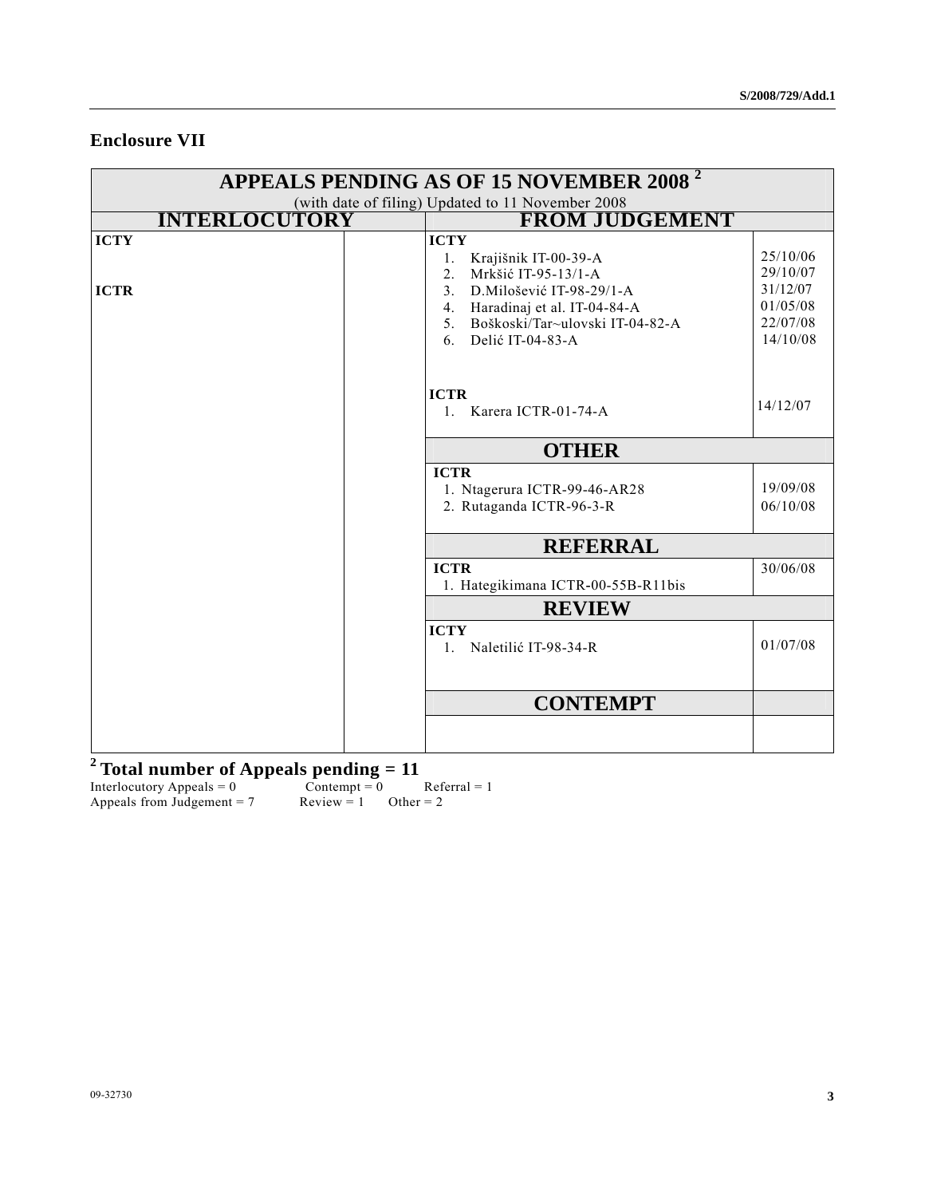## Enclosure VII

| APPEALS PENDING AS OF 15 NOVEMBER 2008 [2] (with date of filing) Updated to 11 November 2008 | | | |
|---|---|---|---|
| **INTERLOCUTORY** | | **FROM JUDGEMENT** | |
| **ICTY** | | **ICTY** | |
| | | 1. Krajišnik IT-00-39-A | 25/10/06 |
| | | 2. Mrkšić IT-95-13/1-A | 29/10/07 |
| **ICTR** | | 3. D.Milošević IT-98-29/1-A | 31/12/07 |
| | | 4. Haradinaj et al. IT-04-84-A | 01/05/08 |
| | | 5. Boškoski/Tar~ulovski IT-04-82-A | 22/07/08 |
| | | 6. Delić IT-04-83-A | 14/10/08 |
| | | **ICTR** | |
| | | 1. Karera ICTR-01-74-A | 14/12/07 |
| | | **OTHER** | |
| | | **ICTR** | |
| | | 1. Ntagerura ICTR-99-46-AR28 | 19/09/08 |
| | | 2. Rutaganda ICTR-96-3-R | 06/10/08 |
| | | **REFERRAL** | |
| | | **ICTR** | 30/06/08 |
| | | 1. Hategikimana ICTR-00-55B-R11bis | |
| | | **REVIEW** | |
| | | **ICTY** | |
| | | 1. Naletilić IT-98-34-R | 01/07/08 |
| | | **CONTEMPT** | |
| | | | |

[2] **Total number of Appeals pending = 11**

Interlocutory Appeals = 0    Contempt = 0    Referral = 1

Appeals from Judgement = 7    Review = 1    Other = 2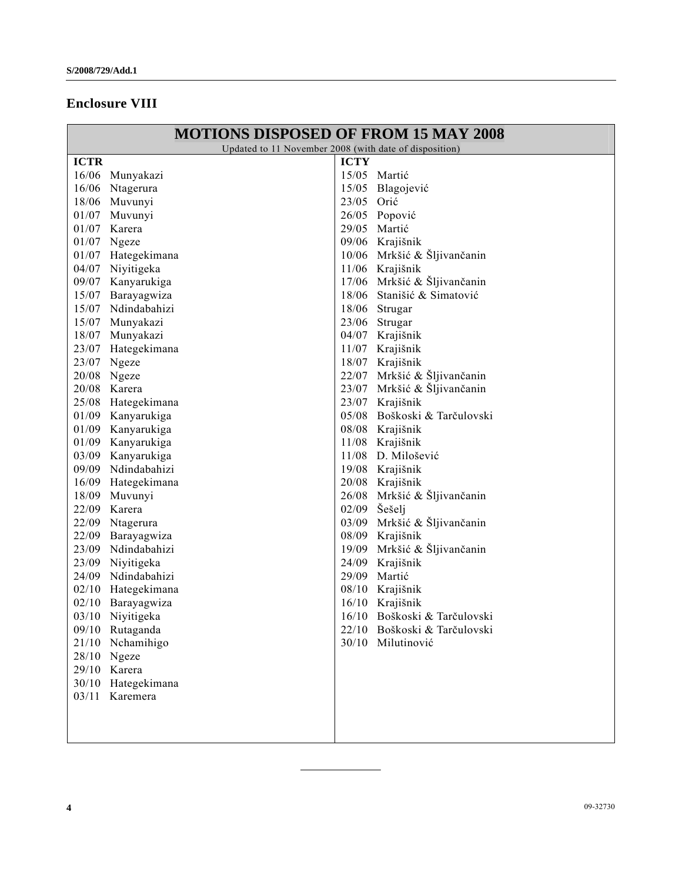## Enclosure VIII

**MOTIONS DISPOSED OF FROM 15 MAY 2008**

Updated to 11 November 2008 (with date of disposition)

| ICTR | ICTY |
|---|---|
| 16/06 Munyakazi | 15/05 Martić |
| 16/06 Ntagerura | 15/05 Blagojević |
| 18/06 Muvunyi | 23/05 Orić |
| 01/07 Muvunyi | 26/05 Popović |
| 01/07 Karera | 29/05 Martić |
| 01/07 Ngeze | 09/06 Krajišnik |
| 01/07 Hategekimana | 10/06 Mrkšić & Šljivančanin |
| 04/07 Niyitigeka | 11/06 Krajišnik |
| 09/07 Kanyarukiga | 17/06 Mrkšić & Šljivančanin |
| 15/07 Barayagwiza | 18/06 Stanišić & Simatović |
| 15/07 Ndindabahizi | 18/06 Strugar |
| 15/07 Munyakazi | 23/06 Strugar |
| 18/07 Munyakazi | 04/07 Krajišnik |
| 23/07 Hategekimana | 11/07 Krajišnik |
| 23/07 Ngeze | 18/07 Krajišnik |
| 20/08 Ngeze | 22/07 Mrkšić & Šljivančanin |
| 20/08 Karera | 23/07 Mrkšić & Šljivančanin |
| 25/08 Hategekimana | 23/07 Krajišnik |
| 01/09 Kanyarukiga | 05/08 Boškoski & Tarčulovski |
| 01/09 Kanyarukiga | 08/08 Krajišnik |
| 01/09 Kanyarukiga | 11/08 Krajišnik |
| 03/09 Kanyarukiga | 11/08 D. Milošević |
| 09/09 Ndindabahizi | 19/08 Krajišnik |
| 16/09 Hategekimana | 20/08 Krajišnik |
| 18/09 Muvunyi | 26/08 Mrkšić & Šljivančanin |
| 22/09 Karera | 02/09 Šešelj |
| 22/09 Ntagerura | 03/09 Mrkšić & Šljivančanin |
| 22/09 Barayagwiza | 08/09 Krajišnik |
| 23/09 Ndindabahizi | 19/09 Mrkšić & Šljivančanin |
| 23/09 Niyitigeka | 24/09 Krajišnik |
| 24/09 Ndindabahizi | 29/09 Martić |
| 02/10 Hategekimana | 08/10 Krajišnik |
| 02/10 Barayagwiza | 16/10 Krajišnik |
| 03/10 Niyitigeka | 16/10 Boškoski & Tarčulovski |
| 09/10 Rutaganda | 22/10 Boškoski & Tarčulovski |
| 21/10 Nchamihigo | 30/10 Milutinović |
| 28/10 Ngeze | |
| 29/10 Karera | |
| 30/10 Hategekimana | |
| 03/11 Karemera | |